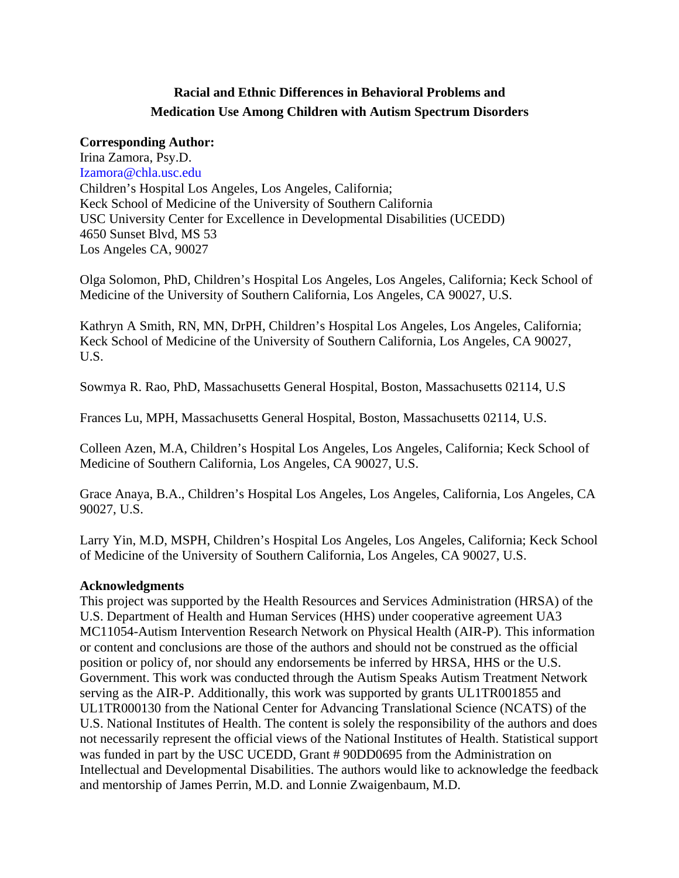# Racial and Ethnic Differences in Behavioral Problems and Medication Use Among Children with Autism Spectrum Disorders

**Corresponding Author:**
Irina Zamora, Psy.D.
Izamora@chla.usc.edu
Children's Hospital Los Angeles, Los Angeles, California;
Keck School of Medicine of the University of Southern California
USC University Center for Excellence in Developmental Disabilities (UCEDD)
4650 Sunset Blvd, MS 53
Los Angeles CA, 90027

Olga Solomon, PhD, Children's Hospital Los Angeles, Los Angeles, California; Keck School of Medicine of the University of Southern California, Los Angeles, CA 90027, U.S.

Kathryn A Smith, RN, MN, DrPH, Children's Hospital Los Angeles, Los Angeles, California; Keck School of Medicine of the University of Southern California, Los Angeles, CA 90027, U.S.

Sowmya R. Rao, PhD, Massachusetts General Hospital, Boston, Massachusetts 02114, U.S

Frances Lu, MPH, Massachusetts General Hospital, Boston, Massachusetts 02114, U.S.

Colleen Azen, M.A, Children's Hospital Los Angeles, Los Angeles, California; Keck School of Medicine of Southern California, Los Angeles, CA 90027, U.S.

Grace Anaya, B.A., Children's Hospital Los Angeles, Los Angeles, California, Los Angeles, CA 90027, U.S.

Larry Yin, M.D, MSPH, Children's Hospital Los Angeles, Los Angeles, California; Keck School of Medicine of the University of Southern California, Los Angeles, CA 90027, U.S.

**Acknowledgments**
This project was supported by the Health Resources and Services Administration (HRSA) of the U.S. Department of Health and Human Services (HHS) under cooperative agreement UA3 MC11054-Autism Intervention Research Network on Physical Health (AIR-P). This information or content and conclusions are those of the authors and should not be construed as the official position or policy of, nor should any endorsements be inferred by HRSA, HHS or the U.S. Government. This work was conducted through the Autism Speaks Autism Treatment Network serving as the AIR-P. Additionally, this work was supported by grants UL1TR001855 and UL1TR000130 from the National Center for Advancing Translational Science (NCATS) of the U.S. National Institutes of Health. The content is solely the responsibility of the authors and does not necessarily represent the official views of the National Institutes of Health. Statistical support was funded in part by the USC UCEDD, Grant # 90DD0695 from the Administration on Intellectual and Developmental Disabilities. The authors would like to acknowledge the feedback and mentorship of James Perrin, M.D. and Lonnie Zwaigenbaum, M.D.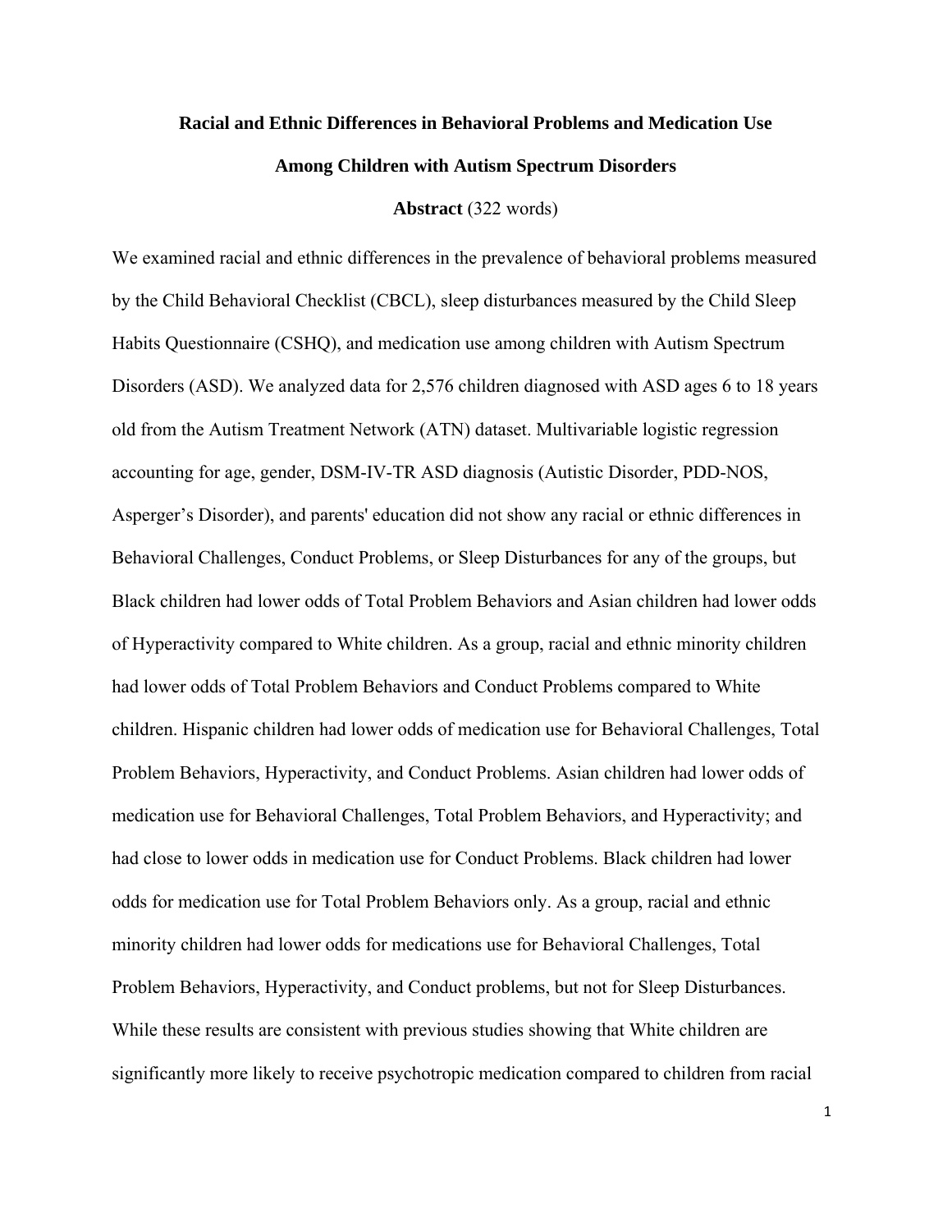**Racial and Ethnic Differences in Behavioral Problems and Medication Use Among Children with Autism Spectrum Disorders**

**Abstract** (322 words)

We examined racial and ethnic differences in the prevalence of behavioral problems measured by the Child Behavioral Checklist (CBCL), sleep disturbances measured by the Child Sleep Habits Questionnaire (CSHQ), and medication use among children with Autism Spectrum Disorders (ASD). We analyzed data for 2,576 children diagnosed with ASD ages 6 to 18 years old from the Autism Treatment Network (ATN) dataset. Multivariable logistic regression accounting for age, gender, DSM-IV-TR ASD diagnosis (Autistic Disorder, PDD-NOS, Asperger's Disorder), and parents' education did not show any racial or ethnic differences in Behavioral Challenges, Conduct Problems, or Sleep Disturbances for any of the groups, but Black children had lower odds of Total Problem Behaviors and Asian children had lower odds of Hyperactivity compared to White children. As a group, racial and ethnic minority children had lower odds of Total Problem Behaviors and Conduct Problems compared to White children. Hispanic children had lower odds of medication use for Behavioral Challenges, Total Problem Behaviors, Hyperactivity, and Conduct Problems. Asian children had lower odds of medication use for Behavioral Challenges, Total Problem Behaviors, and Hyperactivity; and had close to lower odds in medication use for Conduct Problems. Black children had lower odds for medication use for Total Problem Behaviors only. As a group, racial and ethnic minority children had lower odds for medications use for Behavioral Challenges, Total Problem Behaviors, Hyperactivity, and Conduct problems, but not for Sleep Disturbances. While these results are consistent with previous studies showing that White children are significantly more likely to receive psychotropic medication compared to children from racial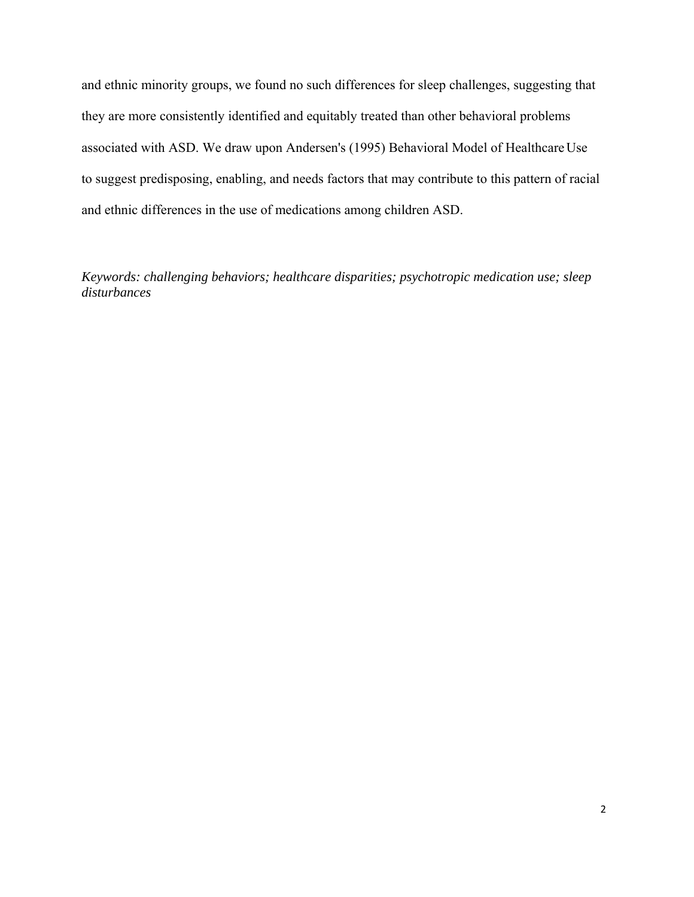and ethnic minority groups, we found no such differences for sleep challenges, suggesting that they are more consistently identified and equitably treated than other behavioral problems associated with ASD. We draw upon Andersen's (1995) Behavioral Model of Healthcare Use to suggest predisposing, enabling, and needs factors that may contribute to this pattern of racial and ethnic differences in the use of medications among children ASD.

*Keywords: challenging behaviors; healthcare disparities; psychotropic medication use; sleep disturbances*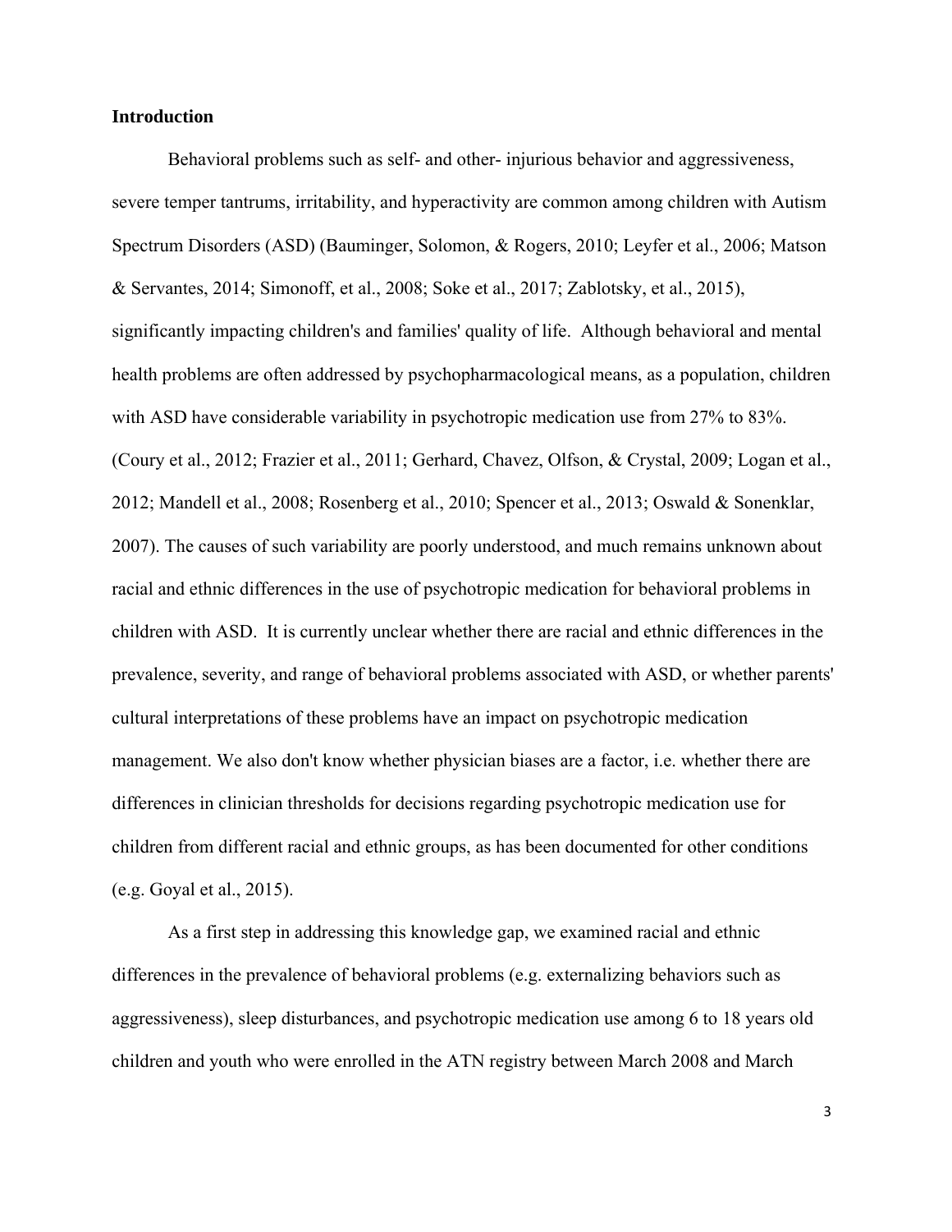## Introduction

Behavioral problems such as self- and other- injurious behavior and aggressiveness, severe temper tantrums, irritability, and hyperactivity are common among children with Autism Spectrum Disorders (ASD) (Bauminger, Solomon, & Rogers, 2010; Leyfer et al., 2006; Matson & Servantes, 2014; Simonoff, et al., 2008; Soke et al., 2017; Zablotsky, et al., 2015), significantly impacting children's and families' quality of life. Although behavioral and mental health problems are often addressed by psychopharmacological means, as a population, children with ASD have considerable variability in psychotropic medication use from 27% to 83%. (Coury et al., 2012; Frazier et al., 2011; Gerhard, Chavez, Olfson, & Crystal, 2009; Logan et al., 2012; Mandell et al., 2008; Rosenberg et al., 2010; Spencer et al., 2013; Oswald & Sonenklar, 2007). The causes of such variability are poorly understood, and much remains unknown about racial and ethnic differences in the use of psychotropic medication for behavioral problems in children with ASD. It is currently unclear whether there are racial and ethnic differences in the prevalence, severity, and range of behavioral problems associated with ASD, or whether parents' cultural interpretations of these problems have an impact on psychotropic medication management. We also don't know whether physician biases are a factor, i.e. whether there are differences in clinician thresholds for decisions regarding psychotropic medication use for children from different racial and ethnic groups, as has been documented for other conditions (e.g. Goyal et al., 2015).

As a first step in addressing this knowledge gap, we examined racial and ethnic differences in the prevalence of behavioral problems (e.g. externalizing behaviors such as aggressiveness), sleep disturbances, and psychotropic medication use among 6 to 18 years old children and youth who were enrolled in the ATN registry between March 2008 and March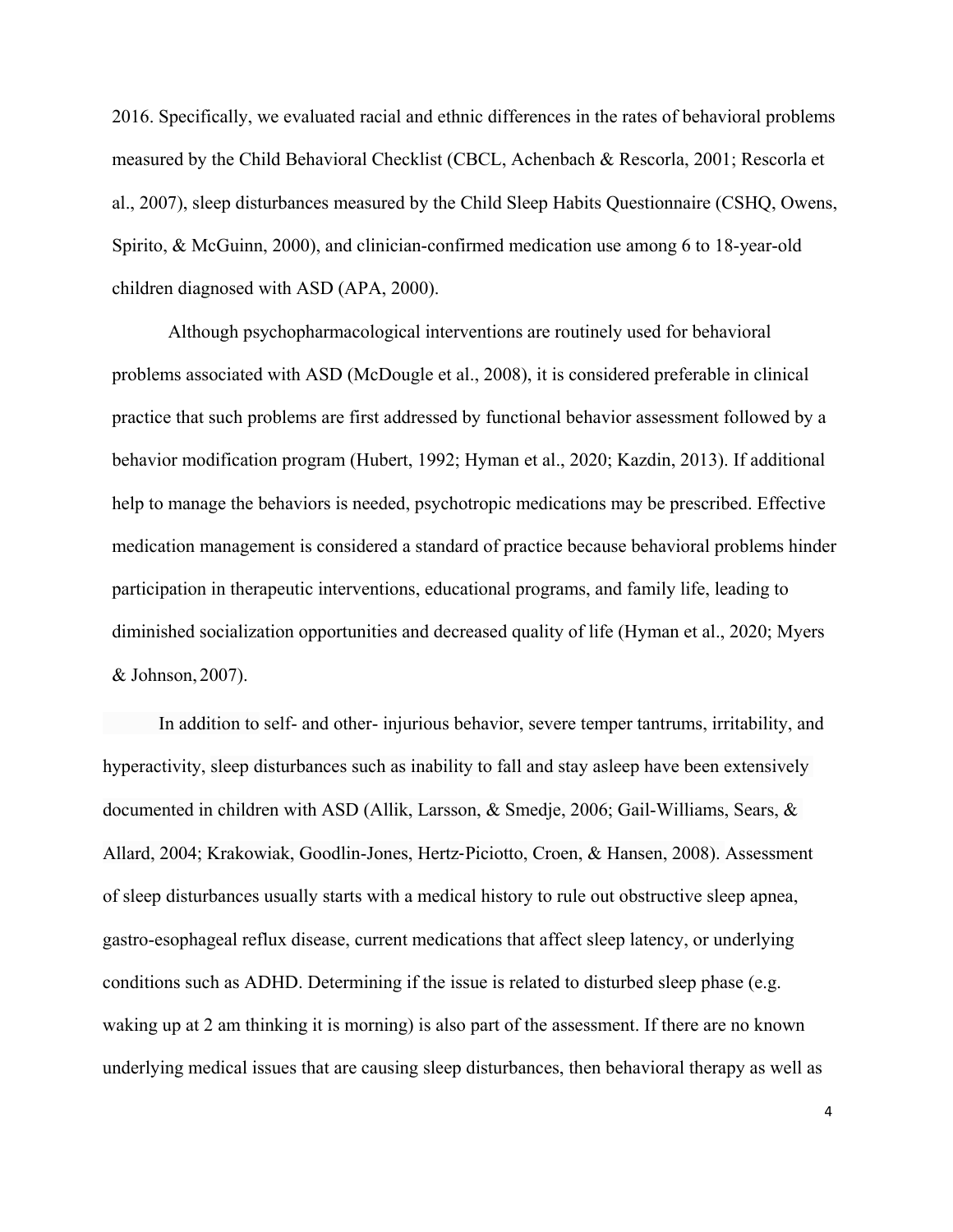2016. Specifically, we evaluated racial and ethnic differences in the rates of behavioral problems measured by the Child Behavioral Checklist (CBCL, Achenbach & Rescorla, 2001; Rescorla et al., 2007), sleep disturbances measured by the Child Sleep Habits Questionnaire (CSHQ, Owens, Spirito, & McGuinn, 2000), and clinician-confirmed medication use among 6 to 18-year-old children diagnosed with ASD (APA, 2000).

Although psychopharmacological interventions are routinely used for behavioral problems associated with ASD (McDougle et al., 2008), it is considered preferable in clinical practice that such problems are first addressed by functional behavior assessment followed by a behavior modification program (Hubert, 1992; Hyman et al., 2020; Kazdin, 2013). If additional help to manage the behaviors is needed, psychotropic medications may be prescribed. Effective medication management is considered a standard of practice because behavioral problems hinder participation in therapeutic interventions, educational programs, and family life, leading to diminished socialization opportunities and decreased quality of life (Hyman et al., 2020; Myers & Johnson, 2007).

In addition to self- and other- injurious behavior, severe temper tantrums, irritability, and hyperactivity, sleep disturbances such as inability to fall and stay asleep have been extensively documented in children with ASD (Allik, Larsson, & Smedje, 2006; Gail-Williams, Sears, & Allard, 2004; Krakowiak, Goodlin-Jones, Hertz-Piciotto, Croen, & Hansen, 2008). Assessment of sleep disturbances usually starts with a medical history to rule out obstructive sleep apnea, gastro-esophageal reflux disease, current medications that affect sleep latency, or underlying conditions such as ADHD. Determining if the issue is related to disturbed sleep phase (e.g. waking up at 2 am thinking it is morning) is also part of the assessment. If there are no known underlying medical issues that are causing sleep disturbances, then behavioral therapy as well as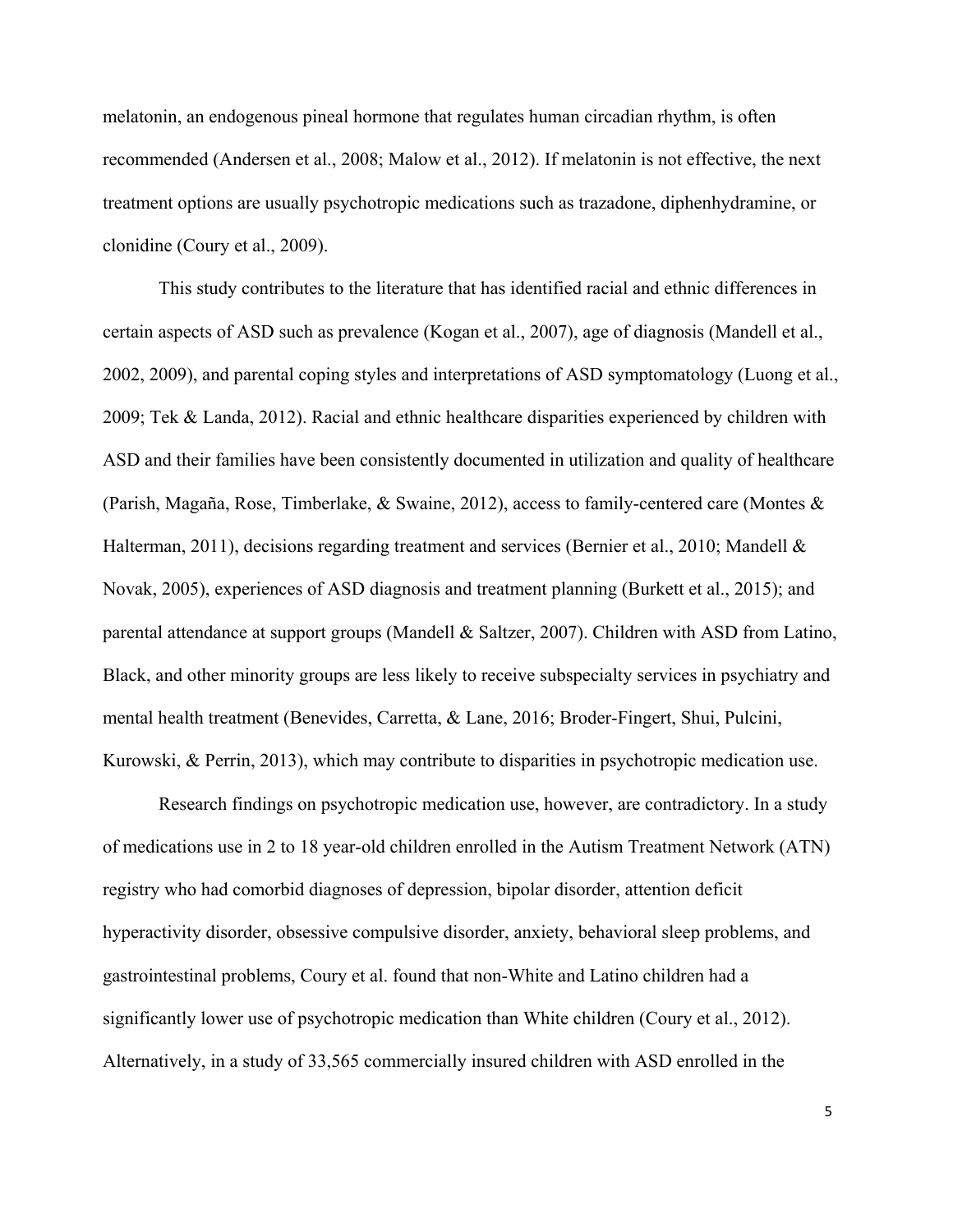melatonin, an endogenous pineal hormone that regulates human circadian rhythm, is often recommended (Andersen et al., 2008; Malow et al., 2012). If melatonin is not effective, the next treatment options are usually psychotropic medications such as trazadone, diphenhydramine, or clonidine (Coury et al., 2009).

This study contributes to the literature that has identified racial and ethnic differences in certain aspects of ASD such as prevalence (Kogan et al., 2007), age of diagnosis (Mandell et al., 2002, 2009), and parental coping styles and interpretations of ASD symptomatology (Luong et al., 2009; Tek & Landa, 2012). Racial and ethnic healthcare disparities experienced by children with ASD and their families have been consistently documented in utilization and quality of healthcare (Parish, Magaña, Rose, Timberlake, & Swaine, 2012), access to family-centered care (Montes & Halterman, 2011), decisions regarding treatment and services (Bernier et al., 2010; Mandell & Novak, 2005), experiences of ASD diagnosis and treatment planning (Burkett et al., 2015); and parental attendance at support groups (Mandell & Saltzer, 2007). Children with ASD from Latino, Black, and other minority groups are less likely to receive subspecialty services in psychiatry and mental health treatment (Benevides, Carretta, & Lane, 2016; Broder-Fingert, Shui, Pulcini, Kurowski, & Perrin, 2013), which may contribute to disparities in psychotropic medication use.

Research findings on psychotropic medication use, however, are contradictory. In a study of medications use in 2 to 18 year-old children enrolled in the Autism Treatment Network (ATN) registry who had comorbid diagnoses of depression, bipolar disorder, attention deficit hyperactivity disorder, obsessive compulsive disorder, anxiety, behavioral sleep problems, and gastrointestinal problems, Coury et al. found that non-White and Latino children had a significantly lower use of psychotropic medication than White children (Coury et al., 2012). Alternatively, in a study of 33,565 commercially insured children with ASD enrolled in the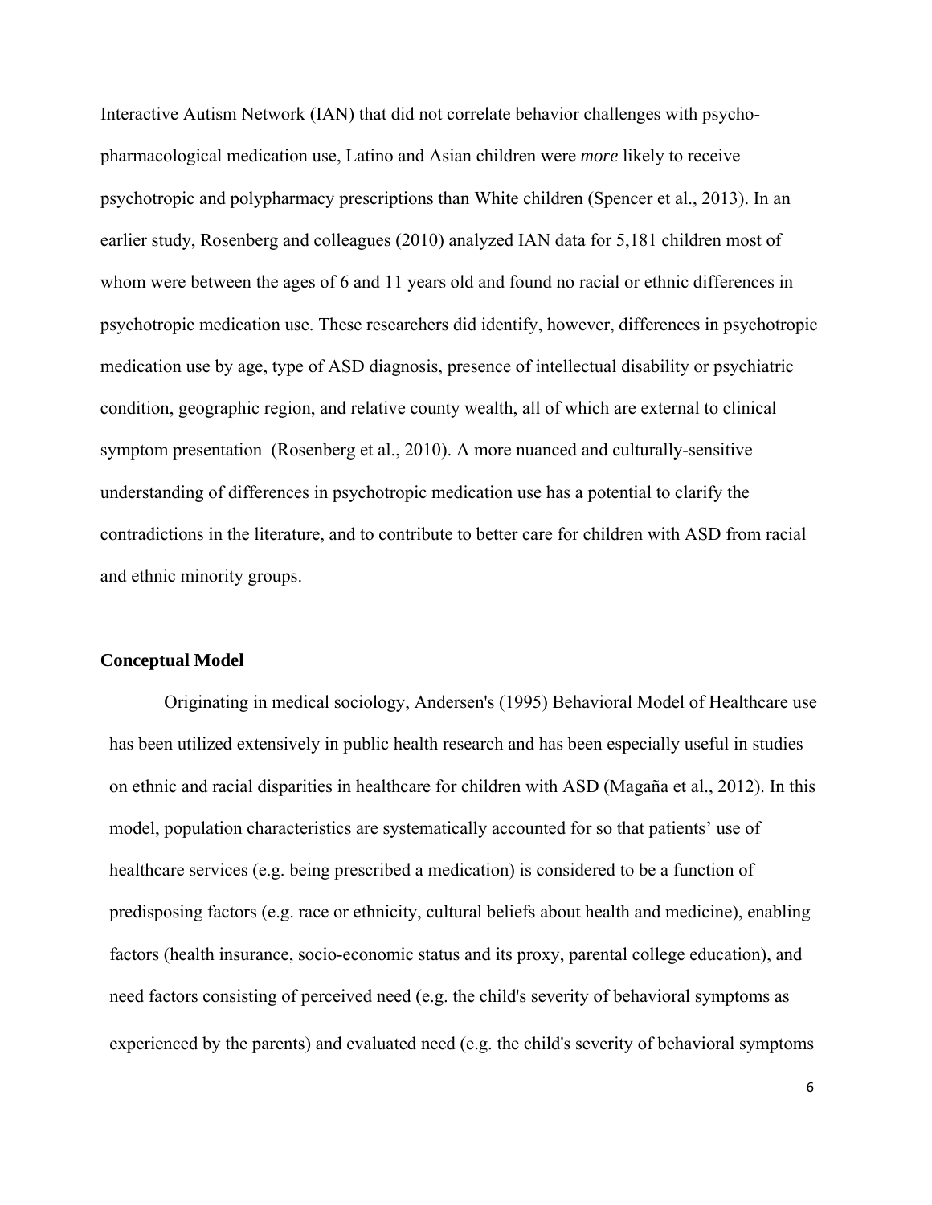Interactive Autism Network (IAN) that did not correlate behavior challenges with psycho-pharmacological medication use, Latino and Asian children were *more* likely to receive psychotropic and polypharmacy prescriptions than White children (Spencer et al., 2013). In an earlier study, Rosenberg and colleagues (2010) analyzed IAN data for 5,181 children most of whom were between the ages of 6 and 11 years old and found no racial or ethnic differences in psychotropic medication use. These researchers did identify, however, differences in psychotropic medication use by age, type of ASD diagnosis, presence of intellectual disability or psychiatric condition, geographic region, and relative county wealth, all of which are external to clinical symptom presentation (Rosenberg et al., 2010). A more nuanced and culturally-sensitive understanding of differences in psychotropic medication use has a potential to clarify the contradictions in the literature, and to contribute to better care for children with ASD from racial and ethnic minority groups.

**Conceptual Model**

Originating in medical sociology, Andersen's (1995) Behavioral Model of Healthcare use has been utilized extensively in public health research and has been especially useful in studies on ethnic and racial disparities in healthcare for children with ASD (Magaña et al., 2012). In this model, population characteristics are systematically accounted for so that patients' use of healthcare services (e.g. being prescribed a medication) is considered to be a function of predisposing factors (e.g. race or ethnicity, cultural beliefs about health and medicine), enabling factors (health insurance, socio-economic status and its proxy, parental college education), and need factors consisting of perceived need (e.g. the child's severity of behavioral symptoms as experienced by the parents) and evaluated need (e.g. the child's severity of behavioral symptoms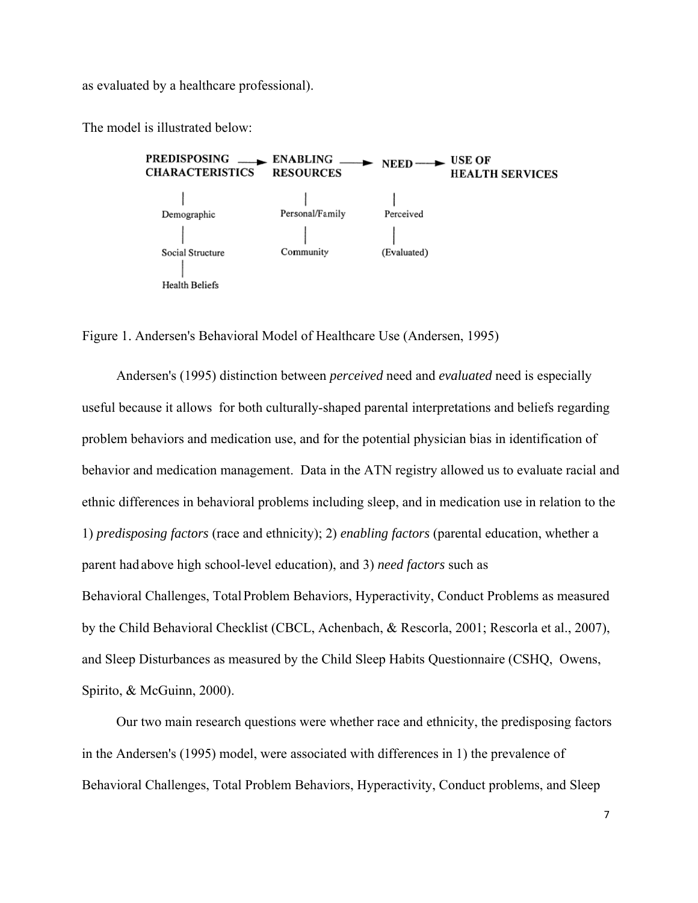as evaluated by a healthcare professional).

The model is illustrated below:

```
PREDISPOSING      ──► ENABLING        ──► NEED ──► USE OF
CHARACTERISTICS       RESOURCES                    HEALTH SERVICES
      |                   |                |
  Demographic         Personal/Family   Perceived
      |                   |                |
  Social Structure    Community         (Evaluated)
      |
  Health Beliefs
```

Figure 1. Andersen's Behavioral Model of Healthcare Use (Andersen, 1995)

Andersen's (1995) distinction between *perceived* need and *evaluated* need is especially useful because it allows for both culturally-shaped parental interpretations and beliefs regarding problem behaviors and medication use, and for the potential physician bias in identification of behavior and medication management. Data in the ATN registry allowed us to evaluate racial and ethnic differences in behavioral problems including sleep, and in medication use in relation to the 1) *predisposing factors* (race and ethnicity); 2) *enabling factors* (parental education, whether a parent had above high school-level education), and 3) *need factors* such as Behavioral Challenges, Total Problem Behaviors, Hyperactivity, Conduct Problems as measured by the Child Behavioral Checklist (CBCL, Achenbach, & Rescorla, 2001; Rescorla et al., 2007), and Sleep Disturbances as measured by the Child Sleep Habits Questionnaire (CSHQ, Owens, Spirito, & McGuinn, 2000).

Our two main research questions were whether race and ethnicity, the predisposing factors in the Andersen's (1995) model, were associated with differences in 1) the prevalence of Behavioral Challenges, Total Problem Behaviors, Hyperactivity, Conduct problems, and Sleep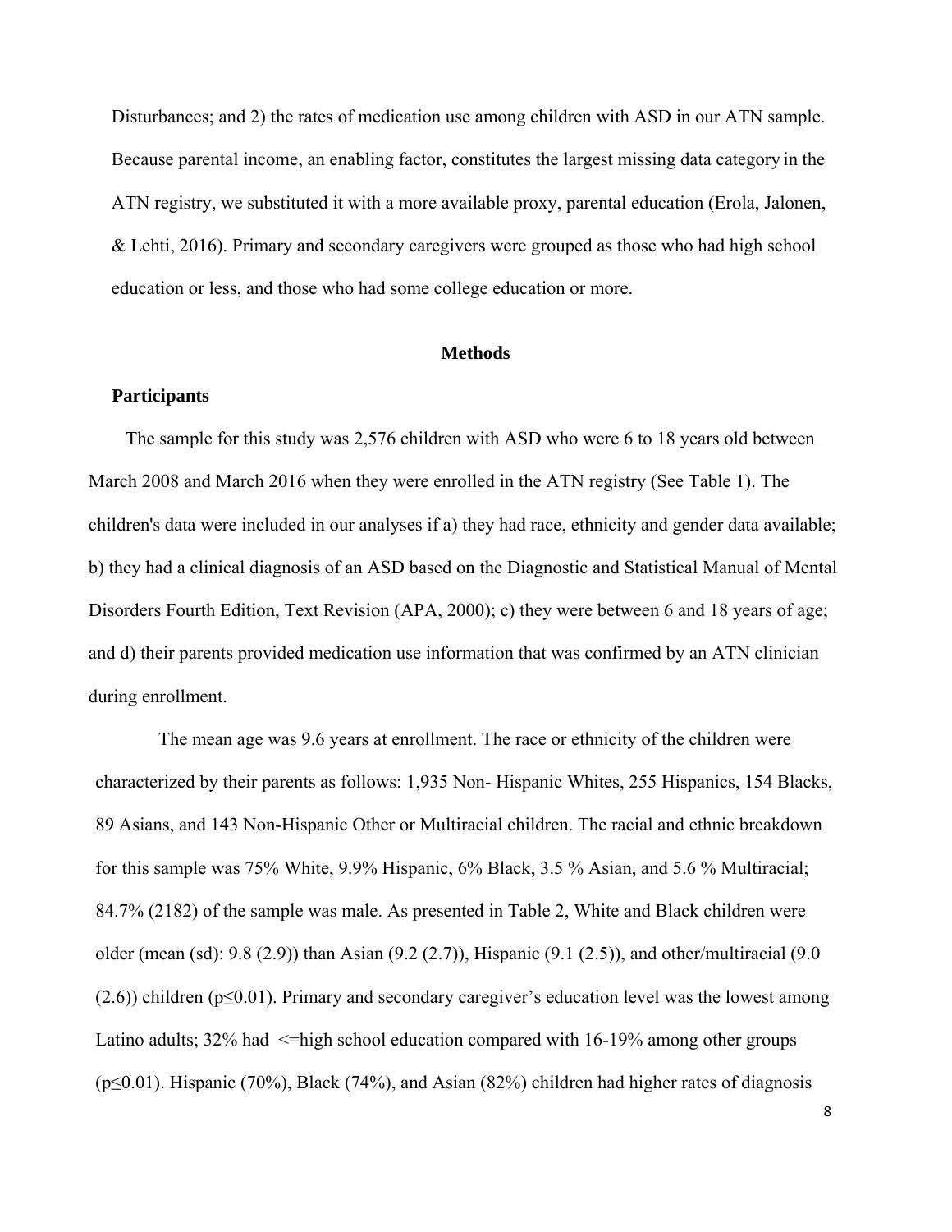Disturbances; and 2) the rates of medication use among children with ASD in our ATN sample. Because parental income, an enabling factor, constitutes the largest missing data category in the ATN registry, we substituted it with a more available proxy, parental education (Erola, Jalonen, & Lehti, 2016). Primary and secondary caregivers were grouped as those who had high school education or less, and those who had some college education or more.

## Methods

### Participants

The sample for this study was 2,576 children with ASD who were 6 to 18 years old between March 2008 and March 2016 when they were enrolled in the ATN registry (See Table 1). The children's data were included in our analyses if a) they had race, ethnicity and gender data available; b) they had a clinical diagnosis of an ASD based on the Diagnostic and Statistical Manual of Mental Disorders Fourth Edition, Text Revision (APA, 2000); c) they were between 6 and 18 years of age; and d) their parents provided medication use information that was confirmed by an ATN clinician during enrollment.

The mean age was 9.6 years at enrollment. The race or ethnicity of the children were characterized by their parents as follows: 1,935 Non- Hispanic Whites, 255 Hispanics, 154 Blacks, 89 Asians, and 143 Non-Hispanic Other or Multiracial children. The racial and ethnic breakdown for this sample was 75% White, 9.9% Hispanic, 6% Black, 3.5 % Asian, and 5.6 % Multiracial; 84.7% (2182) of the sample was male. As presented in Table 2, White and Black children were older (mean (sd): 9.8 (2.9)) than Asian (9.2 (2.7)), Hispanic (9.1 (2.5)), and other/multiracial (9.0 (2.6)) children ($p \leq 0.01$). Primary and secondary caregiver's education level was the lowest among Latino adults; 32% had <=high school education compared with 16-19% among other groups ($p \leq 0.01$). Hispanic (70%), Black (74%), and Asian (82%) children had higher rates of diagnosis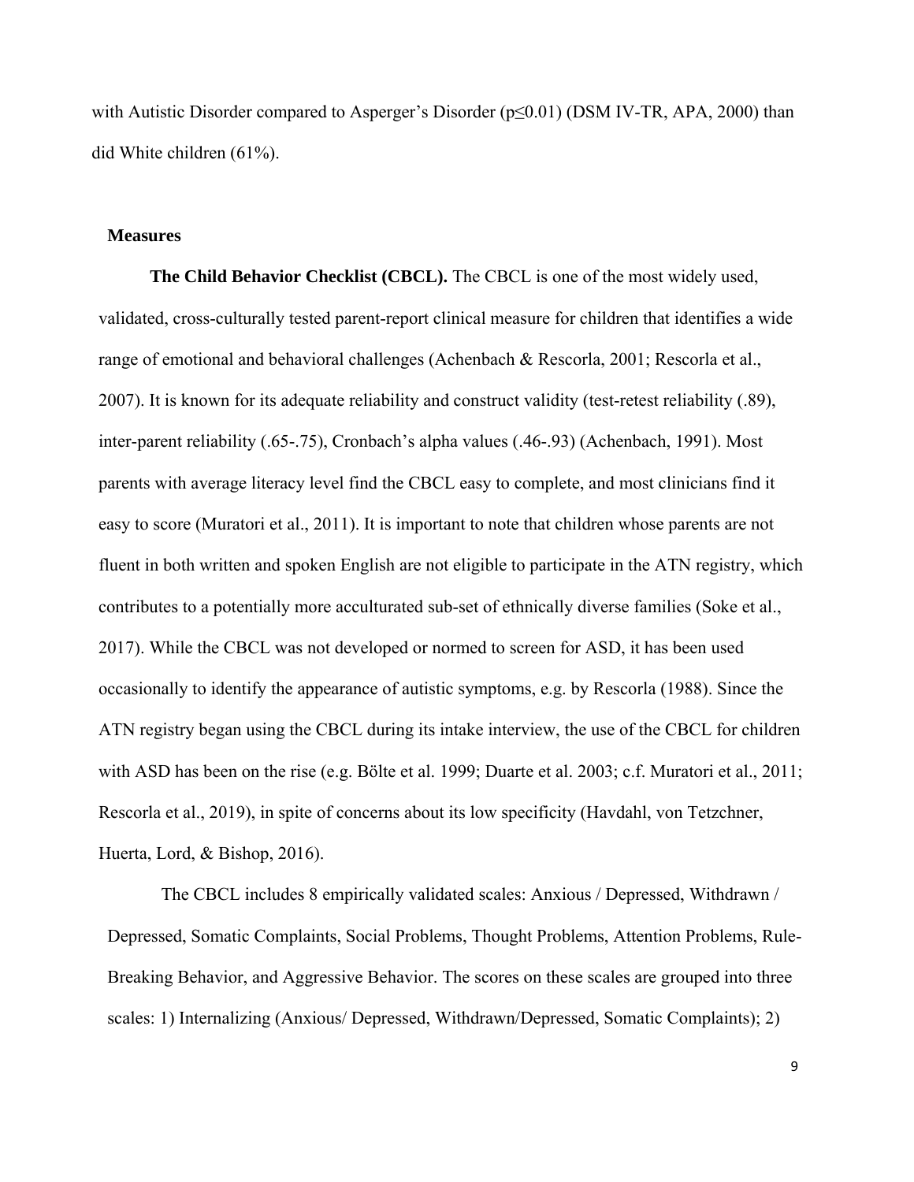with Autistic Disorder compared to Asperger's Disorder ($p \leq 0.01$) (DSM IV-TR, APA, 2000) than did White children (61%).

## Measures

**The Child Behavior Checklist (CBCL).** The CBCL is one of the most widely used, validated, cross-culturally tested parent-report clinical measure for children that identifies a wide range of emotional and behavioral challenges (Achenbach & Rescorla, 2001; Rescorla et al., 2007). It is known for its adequate reliability and construct validity (test-retest reliability (.89), inter-parent reliability (.65-.75), Cronbach's alpha values (.46-.93) (Achenbach, 1991). Most parents with average literacy level find the CBCL easy to complete, and most clinicians find it easy to score (Muratori et al., 2011). It is important to note that children whose parents are not fluent in both written and spoken English are not eligible to participate in the ATN registry, which contributes to a potentially more acculturated sub-set of ethnically diverse families (Soke et al., 2017). While the CBCL was not developed or normed to screen for ASD, it has been used occasionally to identify the appearance of autistic symptoms, e.g. by Rescorla (1988). Since the ATN registry began using the CBCL during its intake interview, the use of the CBCL for children with ASD has been on the rise (e.g. Bölte et al. 1999; Duarte et al. 2003; c.f. Muratori et al., 2011; Rescorla et al., 2019), in spite of concerns about its low specificity (Havdahl, von Tetzchner, Huerta, Lord, & Bishop, 2016).

The CBCL includes 8 empirically validated scales: Anxious / Depressed, Withdrawn / Depressed, Somatic Complaints, Social Problems, Thought Problems, Attention Problems, Rule-Breaking Behavior, and Aggressive Behavior. The scores on these scales are grouped into three scales: 1) Internalizing (Anxious/ Depressed, Withdrawn/Depressed, Somatic Complaints); 2)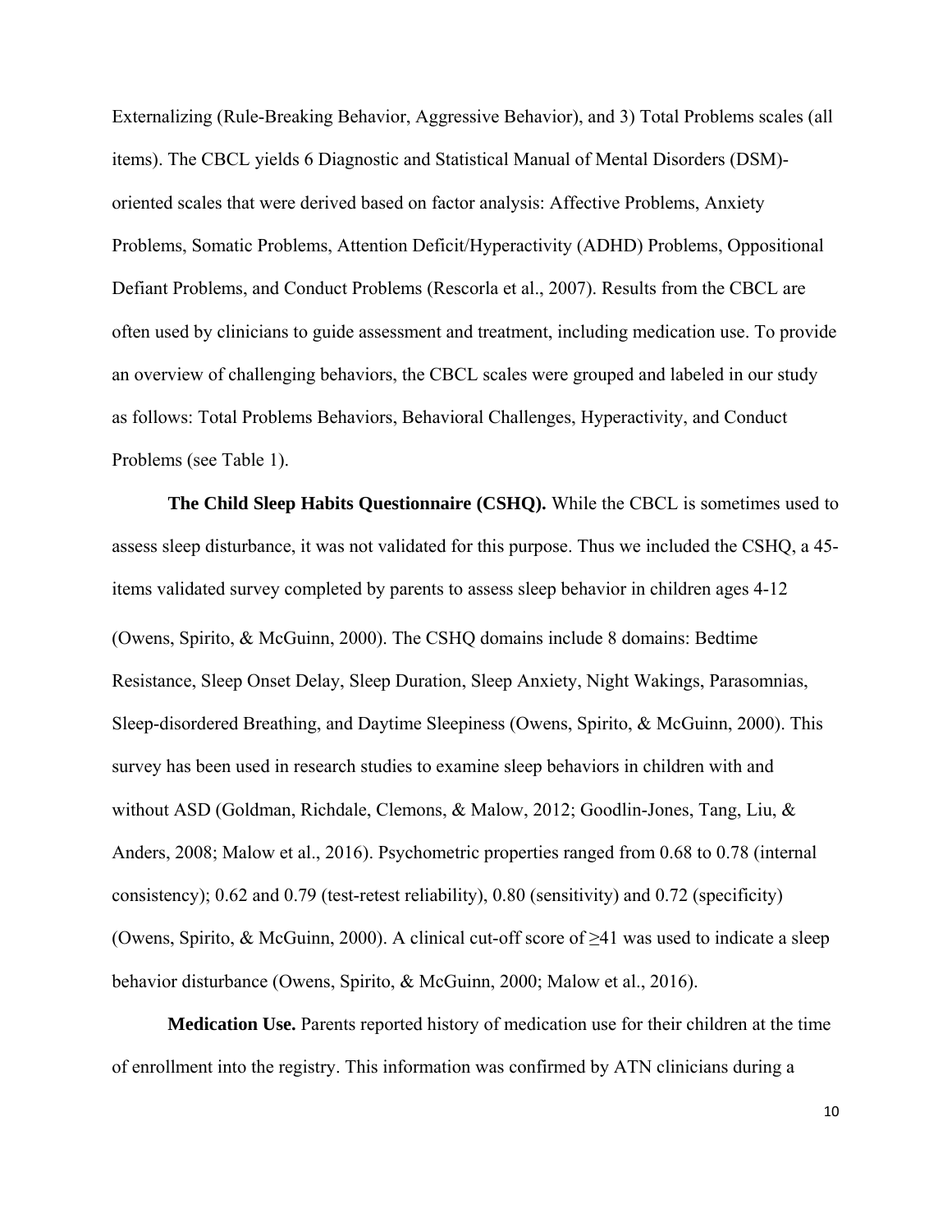Externalizing (Rule-Breaking Behavior, Aggressive Behavior), and 3) Total Problems scales (all items). The CBCL yields 6 Diagnostic and Statistical Manual of Mental Disorders (DSM)-oriented scales that were derived based on factor analysis: Affective Problems, Anxiety Problems, Somatic Problems, Attention Deficit/Hyperactivity (ADHD) Problems, Oppositional Defiant Problems, and Conduct Problems (Rescorla et al., 2007). Results from the CBCL are often used by clinicians to guide assessment and treatment, including medication use. To provide an overview of challenging behaviors, the CBCL scales were grouped and labeled in our study as follows: Total Problems Behaviors, Behavioral Challenges, Hyperactivity, and Conduct Problems (see Table 1).

**The Child Sleep Habits Questionnaire (CSHQ).** While the CBCL is sometimes used to assess sleep disturbance, it was not validated for this purpose. Thus we included the CSHQ, a 45-items validated survey completed by parents to assess sleep behavior in children ages 4-12 (Owens, Spirito, & McGuinn, 2000). The CSHQ domains include 8 domains: Bedtime Resistance, Sleep Onset Delay, Sleep Duration, Sleep Anxiety, Night Wakings, Parasomnias, Sleep-disordered Breathing, and Daytime Sleepiness (Owens, Spirito, & McGuinn, 2000). This survey has been used in research studies to examine sleep behaviors in children with and without ASD (Goldman, Richdale, Clemons, & Malow, 2012; Goodlin-Jones, Tang, Liu, & Anders, 2008; Malow et al., 2016). Psychometric properties ranged from 0.68 to 0.78 (internal consistency); 0.62 and 0.79 (test-retest reliability), 0.80 (sensitivity) and 0.72 (specificity) (Owens, Spirito, & McGuinn, 2000). A clinical cut-off score of ≥41 was used to indicate a sleep behavior disturbance (Owens, Spirito, & McGuinn, 2000; Malow et al., 2016).

**Medication Use.** Parents reported history of medication use for their children at the time of enrollment into the registry. This information was confirmed by ATN clinicians during a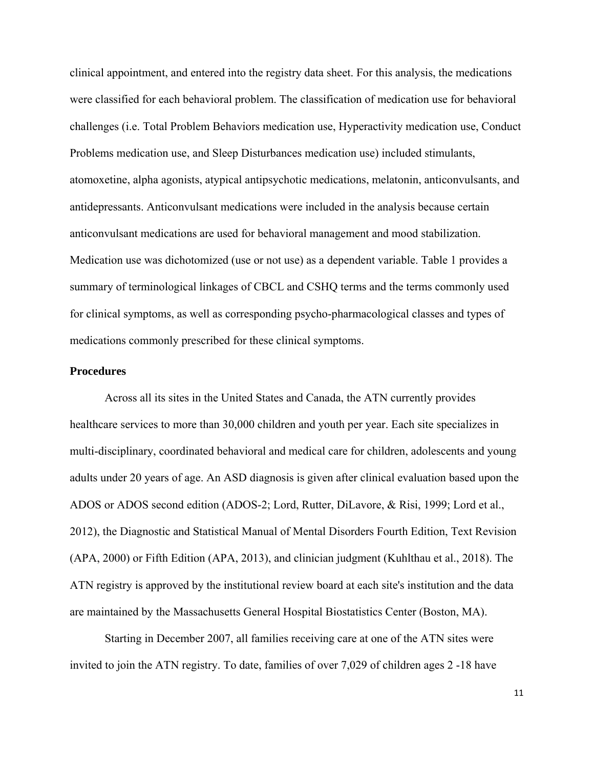clinical appointment, and entered into the registry data sheet. For this analysis, the medications were classified for each behavioral problem. The classification of medication use for behavioral challenges (i.e. Total Problem Behaviors medication use, Hyperactivity medication use, Conduct Problems medication use, and Sleep Disturbances medication use) included stimulants, atomoxetine, alpha agonists, atypical antipsychotic medications, melatonin, anticonvulsants, and antidepressants. Anticonvulsant medications were included in the analysis because certain anticonvulsant medications are used for behavioral management and mood stabilization. Medication use was dichotomized (use or not use) as a dependent variable. Table 1 provides a summary of terminological linkages of CBCL and CSHQ terms and the terms commonly used for clinical symptoms, as well as corresponding psycho-pharmacological classes and types of medications commonly prescribed for these clinical symptoms.

**Procedures**

Across all its sites in the United States and Canada, the ATN currently provides healthcare services to more than 30,000 children and youth per year. Each site specializes in multi-disciplinary, coordinated behavioral and medical care for children, adolescents and young adults under 20 years of age. An ASD diagnosis is given after clinical evaluation based upon the ADOS or ADOS second edition (ADOS-2; Lord, Rutter, DiLavore, & Risi, 1999; Lord et al., 2012), the Diagnostic and Statistical Manual of Mental Disorders Fourth Edition, Text Revision (APA, 2000) or Fifth Edition (APA, 2013), and clinician judgment (Kuhlthau et al., 2018). The ATN registry is approved by the institutional review board at each site's institution and the data are maintained by the Massachusetts General Hospital Biostatistics Center (Boston, MA).

Starting in December 2007, all families receiving care at one of the ATN sites were invited to join the ATN registry. To date, families of over 7,029 of children ages 2 -18 have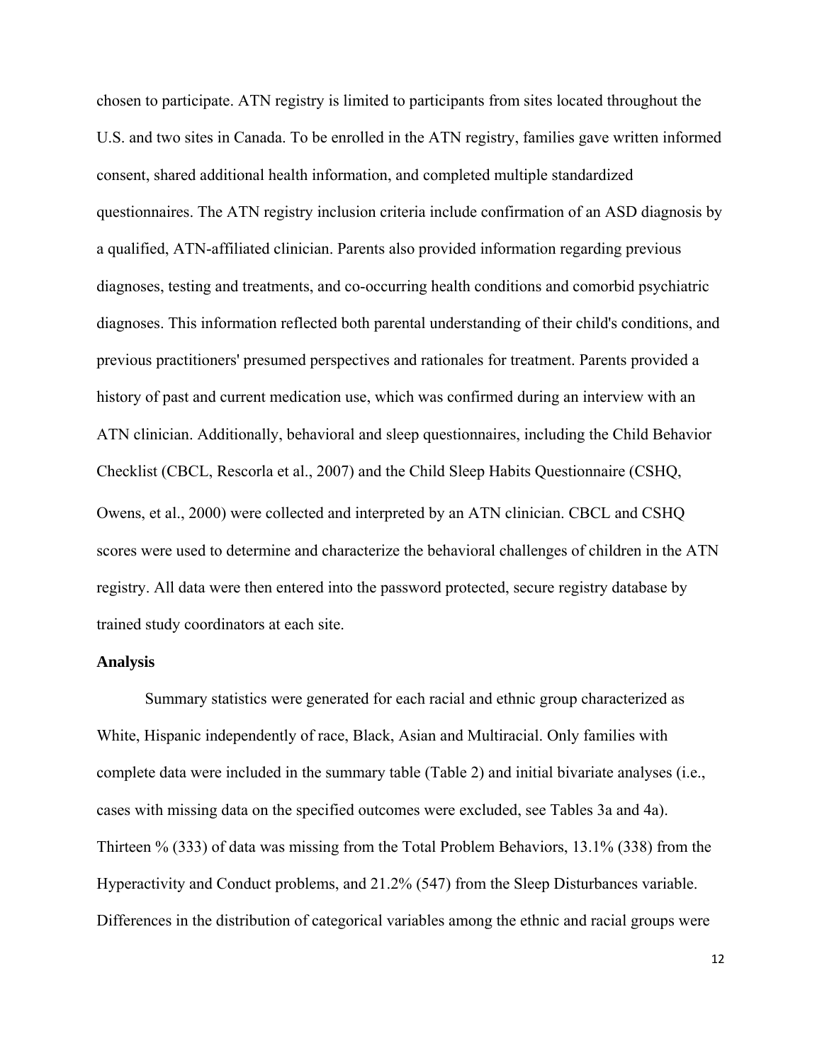chosen to participate. ATN registry is limited to participants from sites located throughout the U.S. and two sites in Canada. To be enrolled in the ATN registry, families gave written informed consent, shared additional health information, and completed multiple standardized questionnaires. The ATN registry inclusion criteria include confirmation of an ASD diagnosis by a qualified, ATN-affiliated clinician. Parents also provided information regarding previous diagnoses, testing and treatments, and co-occurring health conditions and comorbid psychiatric diagnoses. This information reflected both parental understanding of their child's conditions, and previous practitioners' presumed perspectives and rationales for treatment. Parents provided a history of past and current medication use, which was confirmed during an interview with an ATN clinician. Additionally, behavioral and sleep questionnaires, including the Child Behavior Checklist (CBCL, Rescorla et al., 2007) and the Child Sleep Habits Questionnaire (CSHQ, Owens, et al., 2000) were collected and interpreted by an ATN clinician. CBCL and CSHQ scores were used to determine and characterize the behavioral challenges of children in the ATN registry. All data were then entered into the password protected, secure registry database by trained study coordinators at each site.

## Analysis

Summary statistics were generated for each racial and ethnic group characterized as White, Hispanic independently of race, Black, Asian and Multiracial. Only families with complete data were included in the summary table (Table 2) and initial bivariate analyses (i.e., cases with missing data on the specified outcomes were excluded, see Tables 3a and 4a). Thirteen % (333) of data was missing from the Total Problem Behaviors, 13.1% (338) from the Hyperactivity and Conduct problems, and 21.2% (547) from the Sleep Disturbances variable. Differences in the distribution of categorical variables among the ethnic and racial groups were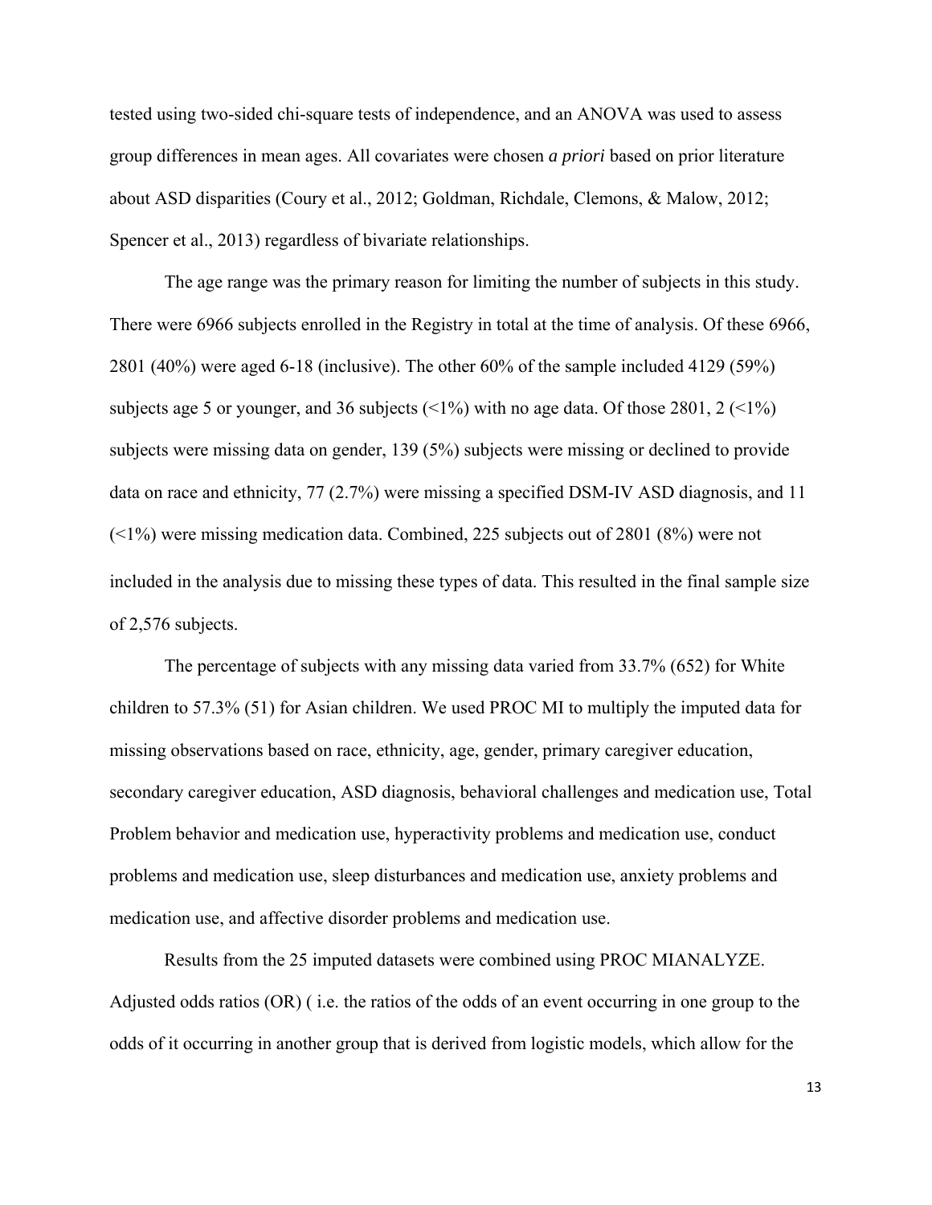tested using two-sided chi-square tests of independence, and an ANOVA was used to assess group differences in mean ages. All covariates were chosen *a priori* based on prior literature about ASD disparities (Coury et al., 2012; Goldman, Richdale, Clemons, & Malow, 2012; Spencer et al., 2013) regardless of bivariate relationships.

The age range was the primary reason for limiting the number of subjects in this study. There were 6966 subjects enrolled in the Registry in total at the time of analysis. Of these 6966, 2801 (40%) were aged 6-18 (inclusive). The other 60% of the sample included 4129 (59%) subjects age 5 or younger, and 36 subjects (<1%) with no age data. Of those 2801, 2 (<1%) subjects were missing data on gender, 139 (5%) subjects were missing or declined to provide data on race and ethnicity, 77 (2.7%) were missing a specified DSM-IV ASD diagnosis, and 11 (<1%) were missing medication data. Combined, 225 subjects out of 2801 (8%) were not included in the analysis due to missing these types of data. This resulted in the final sample size of 2,576 subjects.

The percentage of subjects with any missing data varied from 33.7% (652) for White children to 57.3% (51) for Asian children. We used PROC MI to multiply the imputed data for missing observations based on race, ethnicity, age, gender, primary caregiver education, secondary caregiver education, ASD diagnosis, behavioral challenges and medication use, Total Problem behavior and medication use, hyperactivity problems and medication use, conduct problems and medication use, sleep disturbances and medication use, anxiety problems and medication use, and affective disorder problems and medication use.

Results from the 25 imputed datasets were combined using PROC MIANALYZE. Adjusted odds ratios (OR) ( i.e. the ratios of the odds of an event occurring in one group to the odds of it occurring in another group that is derived from logistic models, which allow for the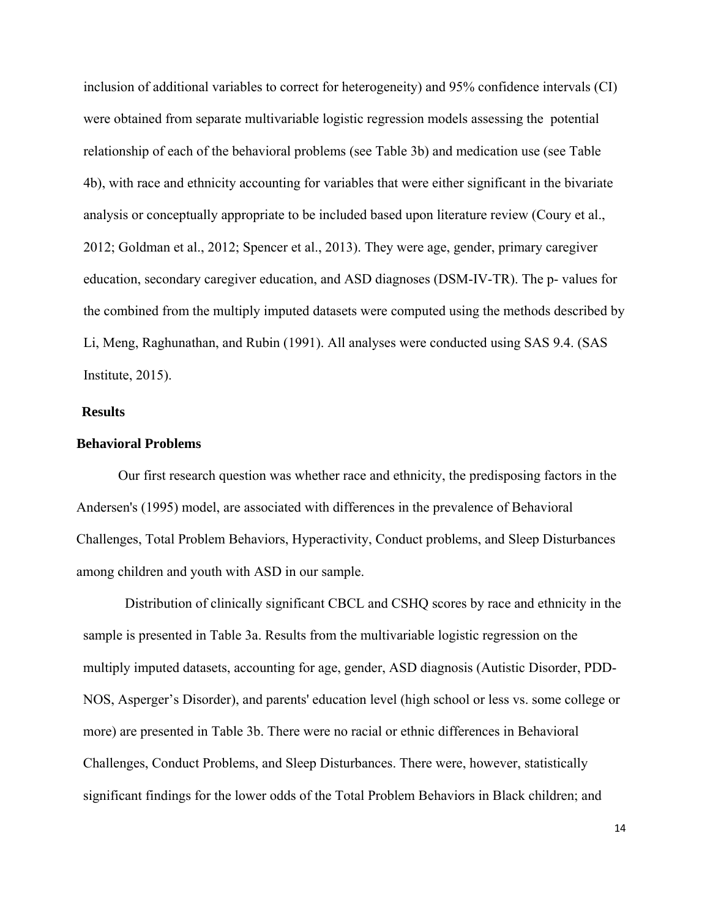inclusion of additional variables to correct for heterogeneity) and 95% confidence intervals (CI) were obtained from separate multivariable logistic regression models assessing the potential relationship of each of the behavioral problems (see Table 3b) and medication use (see Table 4b), with race and ethnicity accounting for variables that were either significant in the bivariate analysis or conceptually appropriate to be included based upon literature review (Coury et al., 2012; Goldman et al., 2012; Spencer et al., 2013). They were age, gender, primary caregiver education, secondary caregiver education, and ASD diagnoses (DSM-IV-TR). The p- values for the combined from the multiply imputed datasets were computed using the methods described by Li, Meng, Raghunathan, and Rubin (1991). All analyses were conducted using SAS 9.4. (SAS Institute, 2015).

## Results

### Behavioral Problems

Our first research question was whether race and ethnicity, the predisposing factors in the Andersen's (1995) model, are associated with differences in the prevalence of Behavioral Challenges, Total Problem Behaviors, Hyperactivity, Conduct problems, and Sleep Disturbances among children and youth with ASD in our sample.

Distribution of clinically significant CBCL and CSHQ scores by race and ethnicity in the sample is presented in Table 3a. Results from the multivariable logistic regression on the multiply imputed datasets, accounting for age, gender, ASD diagnosis (Autistic Disorder, PDD-NOS, Asperger's Disorder), and parents' education level (high school or less vs. some college or more) are presented in Table 3b. There were no racial or ethnic differences in Behavioral Challenges, Conduct Problems, and Sleep Disturbances. There were, however, statistically significant findings for the lower odds of the Total Problem Behaviors in Black children; and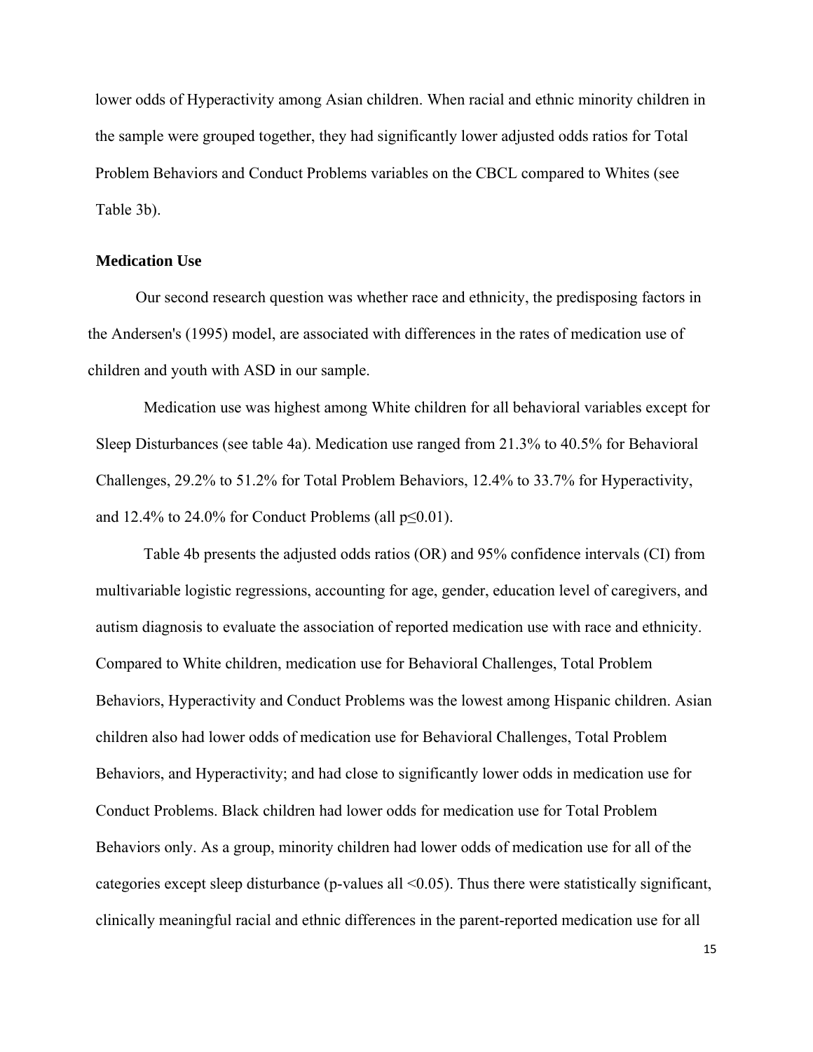lower odds of Hyperactivity among Asian children. When racial and ethnic minority children in the sample were grouped together, they had significantly lower adjusted odds ratios for Total Problem Behaviors and Conduct Problems variables on the CBCL compared to Whites (see Table 3b).

**Medication Use**

Our second research question was whether race and ethnicity, the predisposing factors in the Andersen's (1995) model, are associated with differences in the rates of medication use of children and youth with ASD in our sample.

Medication use was highest among White children for all behavioral variables except for Sleep Disturbances (see table 4a). Medication use ranged from 21.3% to 40.5% for Behavioral Challenges, 29.2% to 51.2% for Total Problem Behaviors, 12.4% to 33.7% for Hyperactivity, and 12.4% to 24.0% for Conduct Problems (all $p \leq 0.01$).

Table 4b presents the adjusted odds ratios (OR) and 95% confidence intervals (CI) from multivariable logistic regressions, accounting for age, gender, education level of caregivers, and autism diagnosis to evaluate the association of reported medication use with race and ethnicity. Compared to White children, medication use for Behavioral Challenges, Total Problem Behaviors, Hyperactivity and Conduct Problems was the lowest among Hispanic children. Asian children also had lower odds of medication use for Behavioral Challenges, Total Problem Behaviors, and Hyperactivity; and had close to significantly lower odds in medication use for Conduct Problems. Black children had lower odds for medication use for Total Problem Behaviors only. As a group, minority children had lower odds of medication use for all of the categories except sleep disturbance (p-values all $<0.05$). Thus there were statistically significant, clinically meaningful racial and ethnic differences in the parent-reported medication use for all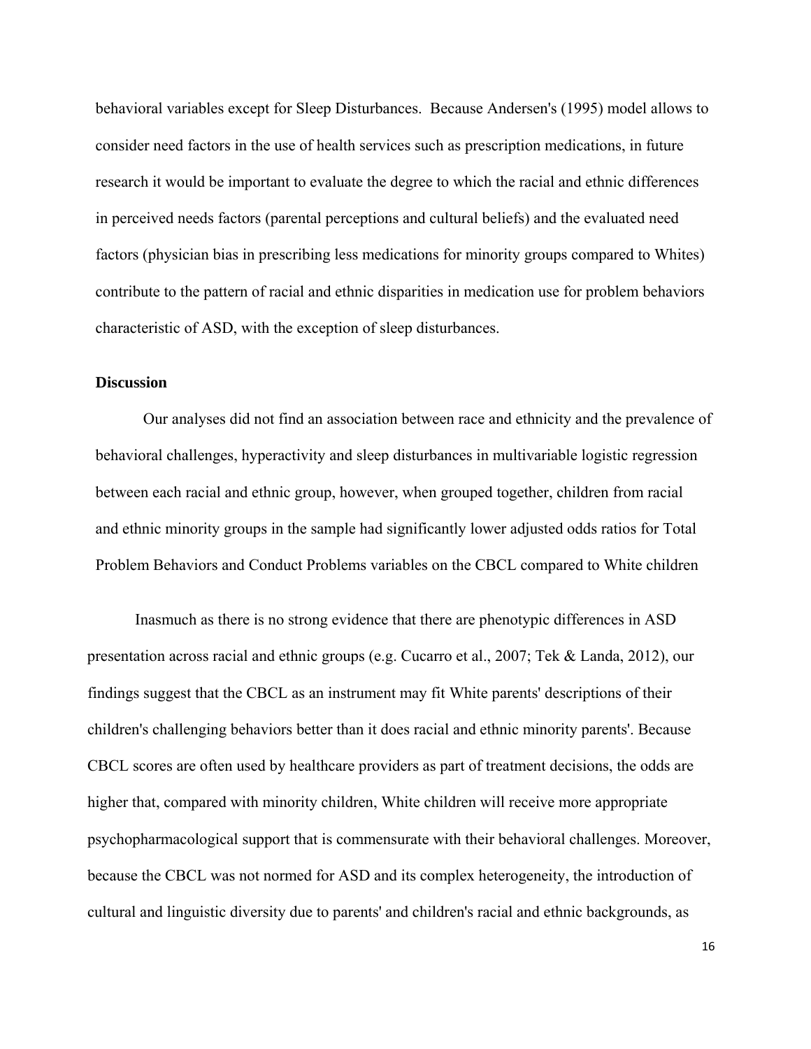behavioral variables except for Sleep Disturbances. Because Andersen's (1995) model allows to consider need factors in the use of health services such as prescription medications, in future research it would be important to evaluate the degree to which the racial and ethnic differences in perceived needs factors (parental perceptions and cultural beliefs) and the evaluated need factors (physician bias in prescribing less medications for minority groups compared to Whites) contribute to the pattern of racial and ethnic disparities in medication use for problem behaviors characteristic of ASD, with the exception of sleep disturbances.

**Discussion**

Our analyses did not find an association between race and ethnicity and the prevalence of behavioral challenges, hyperactivity and sleep disturbances in multivariable logistic regression between each racial and ethnic group, however, when grouped together, children from racial and ethnic minority groups in the sample had significantly lower adjusted odds ratios for Total Problem Behaviors and Conduct Problems variables on the CBCL compared to White children

Inasmuch as there is no strong evidence that there are phenotypic differences in ASD presentation across racial and ethnic groups (e.g. Cucarro et al., 2007; Tek & Landa, 2012), our findings suggest that the CBCL as an instrument may fit White parents' descriptions of their children's challenging behaviors better than it does racial and ethnic minority parents'. Because CBCL scores are often used by healthcare providers as part of treatment decisions, the odds are higher that, compared with minority children, White children will receive more appropriate psychopharmacological support that is commensurate with their behavioral challenges. Moreover, because the CBCL was not normed for ASD and its complex heterogeneity, the introduction of cultural and linguistic diversity due to parents' and children's racial and ethnic backgrounds, as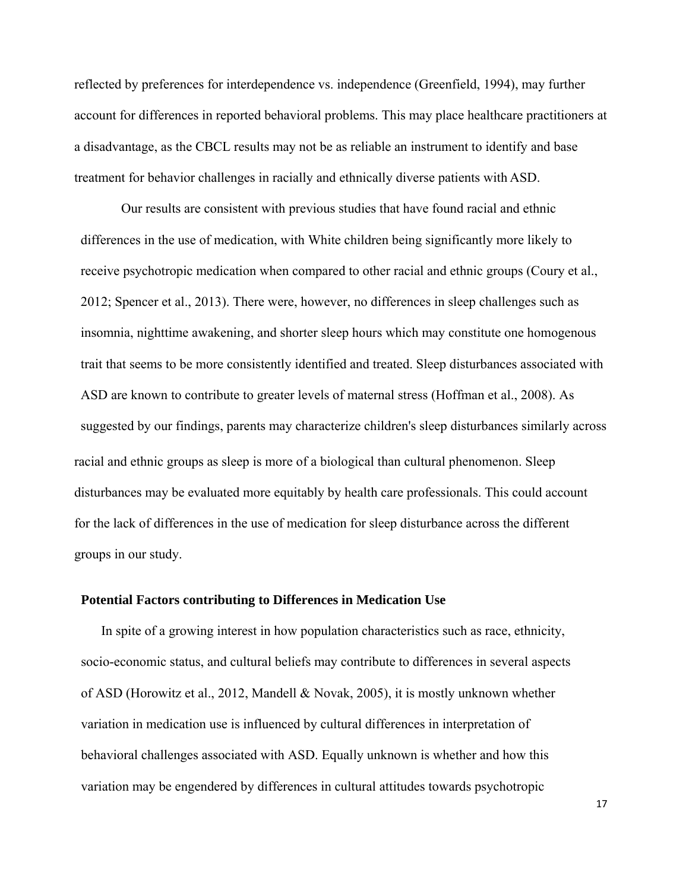reflected by preferences for interdependence vs. independence (Greenfield, 1994), may further account for differences in reported behavioral problems. This may place healthcare practitioners at a disadvantage, as the CBCL results may not be as reliable an instrument to identify and base treatment for behavior challenges in racially and ethnically diverse patients with ASD.

Our results are consistent with previous studies that have found racial and ethnic differences in the use of medication, with White children being significantly more likely to receive psychotropic medication when compared to other racial and ethnic groups (Coury et al., 2012; Spencer et al., 2013). There were, however, no differences in sleep challenges such as insomnia, nighttime awakening, and shorter sleep hours which may constitute one homogenous trait that seems to be more consistently identified and treated. Sleep disturbances associated with ASD are known to contribute to greater levels of maternal stress (Hoffman et al., 2008). As suggested by our findings, parents may characterize children's sleep disturbances similarly across racial and ethnic groups as sleep is more of a biological than cultural phenomenon. Sleep disturbances may be evaluated more equitably by health care professionals. This could account for the lack of differences in the use of medication for sleep disturbance across the different groups in our study.

## Potential Factors contributing to Differences in Medication Use

In spite of a growing interest in how population characteristics such as race, ethnicity, socio-economic status, and cultural beliefs may contribute to differences in several aspects of ASD (Horowitz et al., 2012, Mandell & Novak, 2005), it is mostly unknown whether variation in medication use is influenced by cultural differences in interpretation of behavioral challenges associated with ASD. Equally unknown is whether and how this variation may be engendered by differences in cultural attitudes towards psychotropic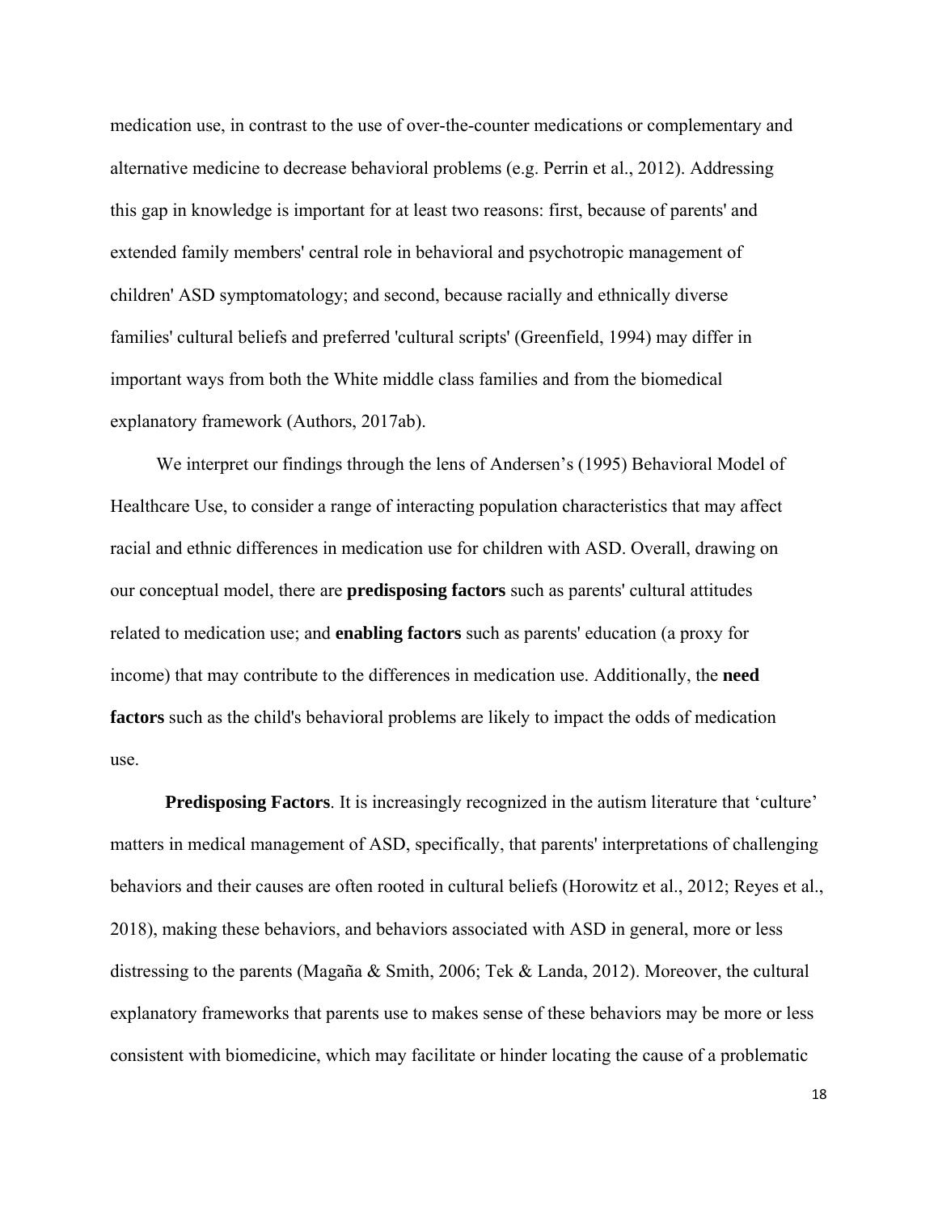medication use, in contrast to the use of over-the-counter medications or complementary and alternative medicine to decrease behavioral problems (e.g. Perrin et al., 2012). Addressing this gap in knowledge is important for at least two reasons: first, because of parents' and extended family members' central role in behavioral and psychotropic management of children' ASD symptomatology; and second, because racially and ethnically diverse families' cultural beliefs and preferred 'cultural scripts' (Greenfield, 1994) may differ in important ways from both the White middle class families and from the biomedical explanatory framework (Authors, 2017ab).

We interpret our findings through the lens of Andersen's (1995) Behavioral Model of Healthcare Use, to consider a range of interacting population characteristics that may affect racial and ethnic differences in medication use for children with ASD. Overall, drawing on our conceptual model, there are **predisposing factors** such as parents' cultural attitudes related to medication use; and **enabling factors** such as parents' education (a proxy for income) that may contribute to the differences in medication use. Additionally, the **need factors** such as the child's behavioral problems are likely to impact the odds of medication use.

**Predisposing Factors**. It is increasingly recognized in the autism literature that 'culture' matters in medical management of ASD, specifically, that parents' interpretations of challenging behaviors and their causes are often rooted in cultural beliefs (Horowitz et al., 2012; Reyes et al., 2018), making these behaviors, and behaviors associated with ASD in general, more or less distressing to the parents (Magaña & Smith, 2006; Tek & Landa, 2012). Moreover, the cultural explanatory frameworks that parents use to makes sense of these behaviors may be more or less consistent with biomedicine, which may facilitate or hinder locating the cause of a problematic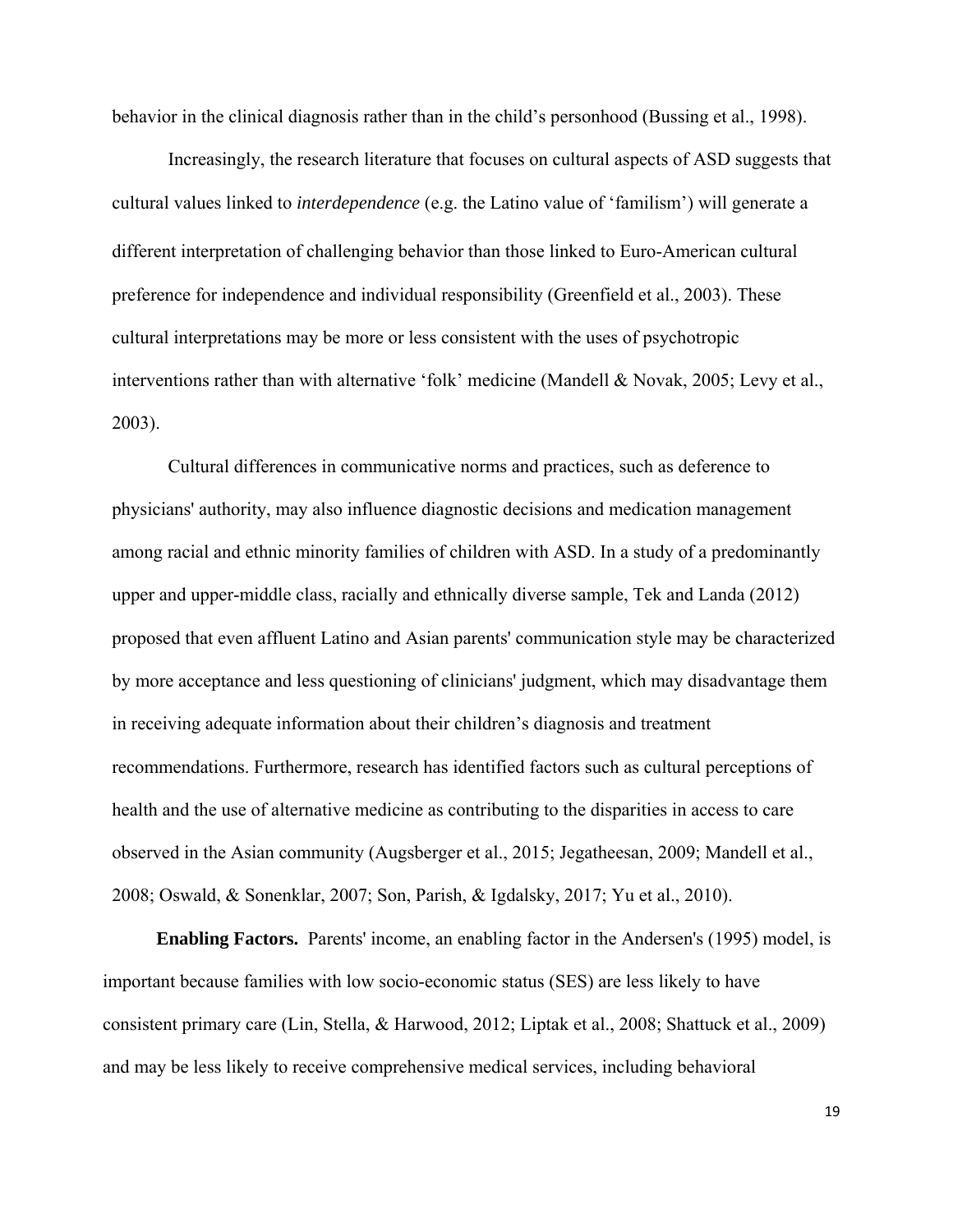behavior in the clinical diagnosis rather than in the child's personhood (Bussing et al., 1998).

Increasingly, the research literature that focuses on cultural aspects of ASD suggests that cultural values linked to *interdependence* (e.g. the Latino value of 'familism') will generate a different interpretation of challenging behavior than those linked to Euro-American cultural preference for independence and individual responsibility (Greenfield et al., 2003). These cultural interpretations may be more or less consistent with the uses of psychotropic interventions rather than with alternative 'folk' medicine (Mandell & Novak, 2005; Levy et al., 2003).

Cultural differences in communicative norms and practices, such as deference to physicians' authority, may also influence diagnostic decisions and medication management among racial and ethnic minority families of children with ASD. In a study of a predominantly upper and upper-middle class, racially and ethnically diverse sample, Tek and Landa (2012) proposed that even affluent Latino and Asian parents' communication style may be characterized by more acceptance and less questioning of clinicians' judgment, which may disadvantage them in receiving adequate information about their children's diagnosis and treatment recommendations. Furthermore, research has identified factors such as cultural perceptions of health and the use of alternative medicine as contributing to the disparities in access to care observed in the Asian community (Augsberger et al., 2015; Jegatheesan, 2009; Mandell et al., 2008; Oswald, & Sonenklar, 2007; Son, Parish, & Igdalsky, 2017; Yu et al., 2010).

**Enabling Factors.** Parents' income, an enabling factor in the Andersen's (1995) model, is important because families with low socio-economic status (SES) are less likely to have consistent primary care (Lin, Stella, & Harwood, 2012; Liptak et al., 2008; Shattuck et al., 2009) and may be less likely to receive comprehensive medical services, including behavioral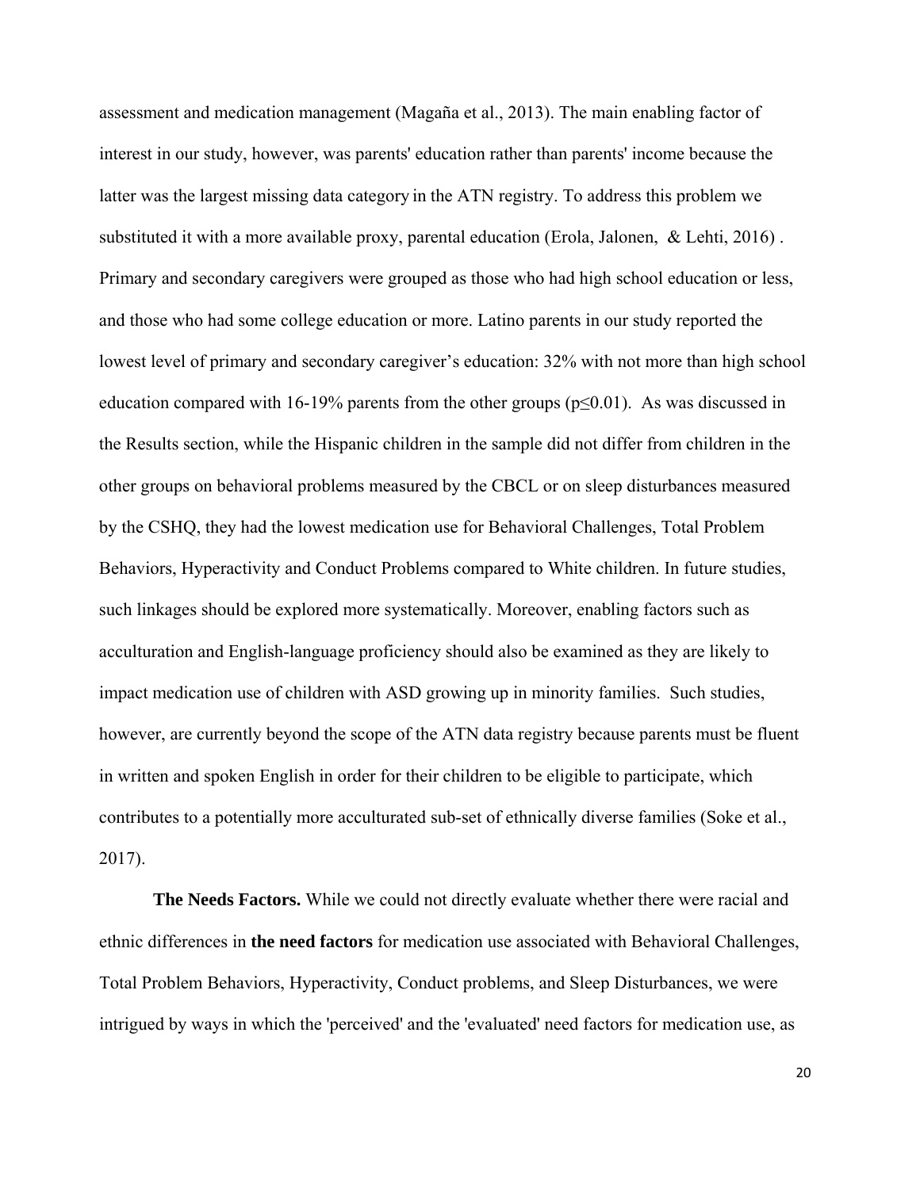assessment and medication management (Magaña et al., 2013). The main enabling factor of interest in our study, however, was parents' education rather than parents' income because the latter was the largest missing data category in the ATN registry. To address this problem we substituted it with a more available proxy, parental education (Erola, Jalonen, & Lehti, 2016) . Primary and secondary caregivers were grouped as those who had high school education or less, and those who had some college education or more. Latino parents in our study reported the lowest level of primary and secondary caregiver's education: 32% with not more than high school education compared with 16-19% parents from the other groups ($p \leq 0.01$). As was discussed in the Results section, while the Hispanic children in the sample did not differ from children in the other groups on behavioral problems measured by the CBCL or on sleep disturbances measured by the CSHQ, they had the lowest medication use for Behavioral Challenges, Total Problem Behaviors, Hyperactivity and Conduct Problems compared to White children. In future studies, such linkages should be explored more systematically. Moreover, enabling factors such as acculturation and English-language proficiency should also be examined as they are likely to impact medication use of children with ASD growing up in minority families. Such studies, however, are currently beyond the scope of the ATN data registry because parents must be fluent in written and spoken English in order for their children to be eligible to participate, which contributes to a potentially more acculturated sub-set of ethnically diverse families (Soke et al., 2017).

**The Needs Factors.** While we could not directly evaluate whether there were racial and ethnic differences in **the need factors** for medication use associated with Behavioral Challenges, Total Problem Behaviors, Hyperactivity, Conduct problems, and Sleep Disturbances, we were intrigued by ways in which the 'perceived' and the 'evaluated' need factors for medication use, as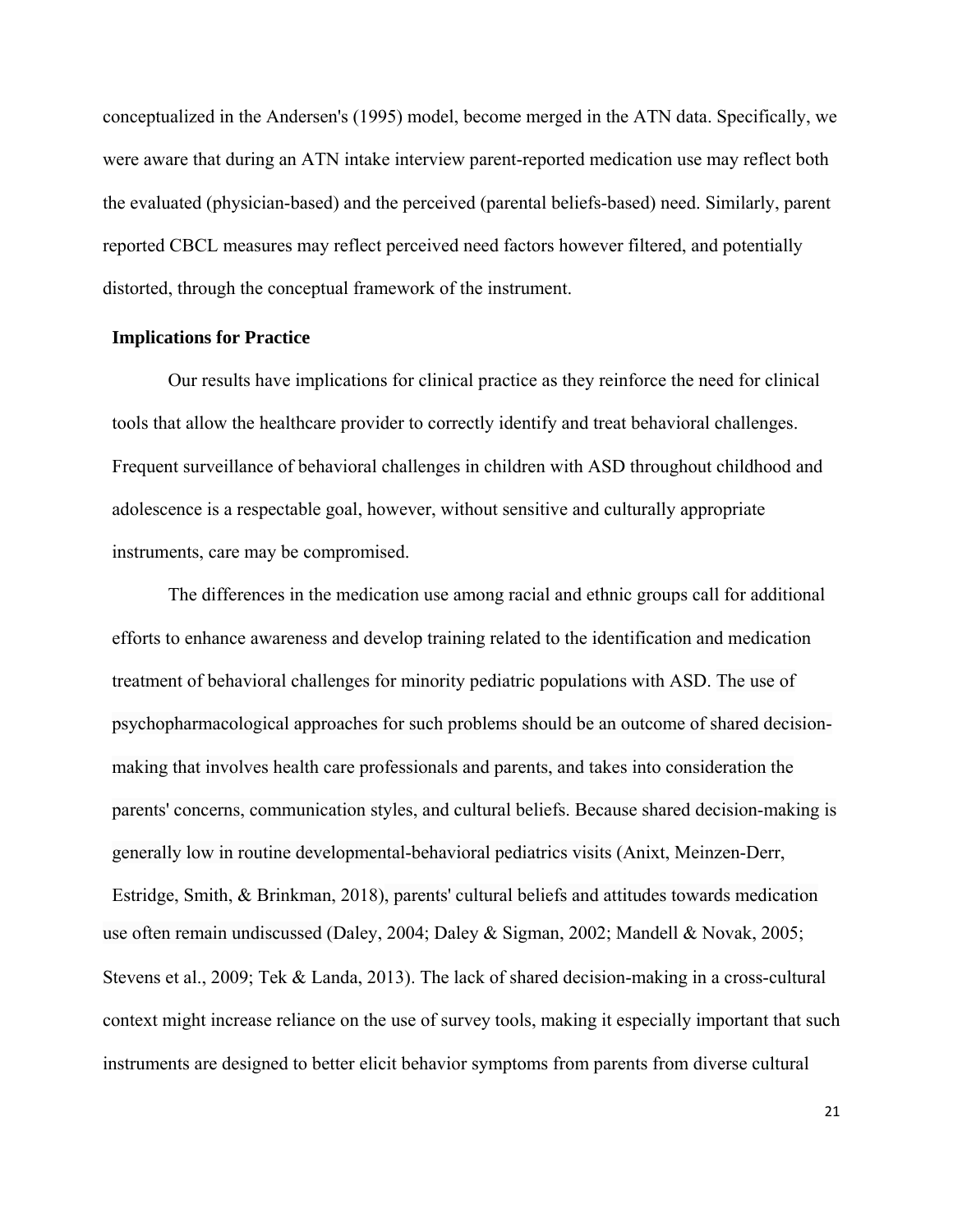conceptualized in the Andersen's (1995) model, become merged in the ATN data. Specifically, we were aware that during an ATN intake interview parent-reported medication use may reflect both the evaluated (physician-based) and the perceived (parental beliefs-based) need. Similarly, parent reported CBCL measures may reflect perceived need factors however filtered, and potentially distorted, through the conceptual framework of the instrument.

## Implications for Practice

Our results have implications for clinical practice as they reinforce the need for clinical tools that allow the healthcare provider to correctly identify and treat behavioral challenges. Frequent surveillance of behavioral challenges in children with ASD throughout childhood and adolescence is a respectable goal, however, without sensitive and culturally appropriate instruments, care may be compromised.

The differences in the medication use among racial and ethnic groups call for additional efforts to enhance awareness and develop training related to the identification and medication treatment of behavioral challenges for minority pediatric populations with ASD. The use of psychopharmacological approaches for such problems should be an outcome of shared decision-making that involves health care professionals and parents, and takes into consideration the parents' concerns, communication styles, and cultural beliefs. Because shared decision-making is generally low in routine developmental-behavioral pediatrics visits (Anixt, Meinzen-Derr, Estridge, Smith, & Brinkman, 2018), parents' cultural beliefs and attitudes towards medication use often remain undiscussed (Daley, 2004; Daley & Sigman, 2002; Mandell & Novak, 2005; Stevens et al., 2009; Tek & Landa, 2013). The lack of shared decision-making in a cross-cultural context might increase reliance on the use of survey tools, making it especially important that such instruments are designed to better elicit behavior symptoms from parents from diverse cultural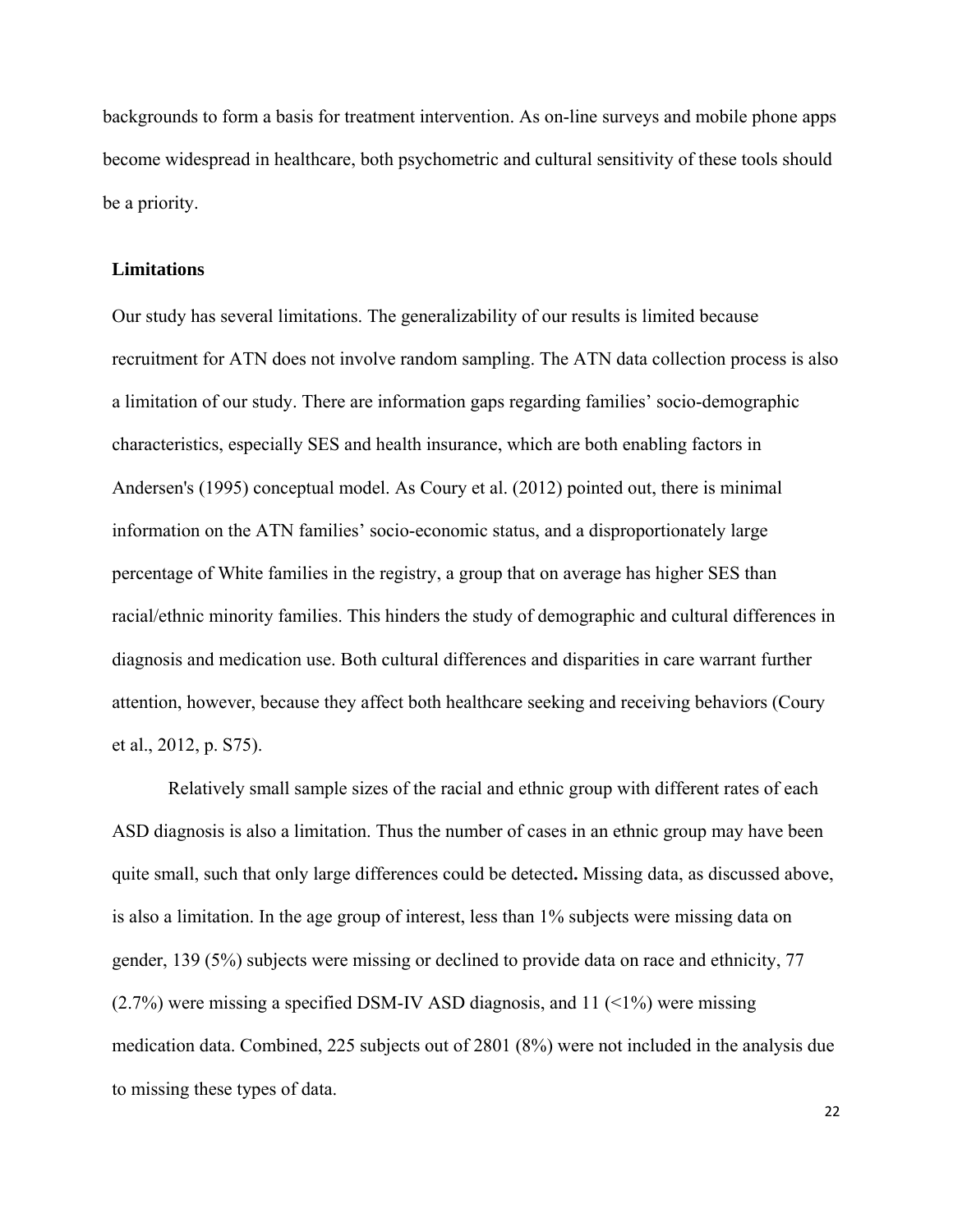backgrounds to form a basis for treatment intervention. As on-line surveys and mobile phone apps become widespread in healthcare, both psychometric and cultural sensitivity of these tools should be a priority.

### Limitations

Our study has several limitations. The generalizability of our results is limited because recruitment for ATN does not involve random sampling. The ATN data collection process is also a limitation of our study. There are information gaps regarding families' socio-demographic characteristics, especially SES and health insurance, which are both enabling factors in Andersen's (1995) conceptual model. As Coury et al. (2012) pointed out, there is minimal information on the ATN families' socio-economic status, and a disproportionately large percentage of White families in the registry, a group that on average has higher SES than racial/ethnic minority families. This hinders the study of demographic and cultural differences in diagnosis and medication use. Both cultural differences and disparities in care warrant further attention, however, because they affect both healthcare seeking and receiving behaviors (Coury et al., 2012, p. S75).

Relatively small sample sizes of the racial and ethnic group with different rates of each ASD diagnosis is also a limitation. Thus the number of cases in an ethnic group may have been quite small, such that only large differences could be detected**.** Missing data, as discussed above, is also a limitation. In the age group of interest, less than 1% subjects were missing data on gender, 139 (5%) subjects were missing or declined to provide data on race and ethnicity, 77 (2.7%) were missing a specified DSM-IV ASD diagnosis, and 11 (<1%) were missing medication data. Combined, 225 subjects out of 2801 (8%) were not included in the analysis due to missing these types of data.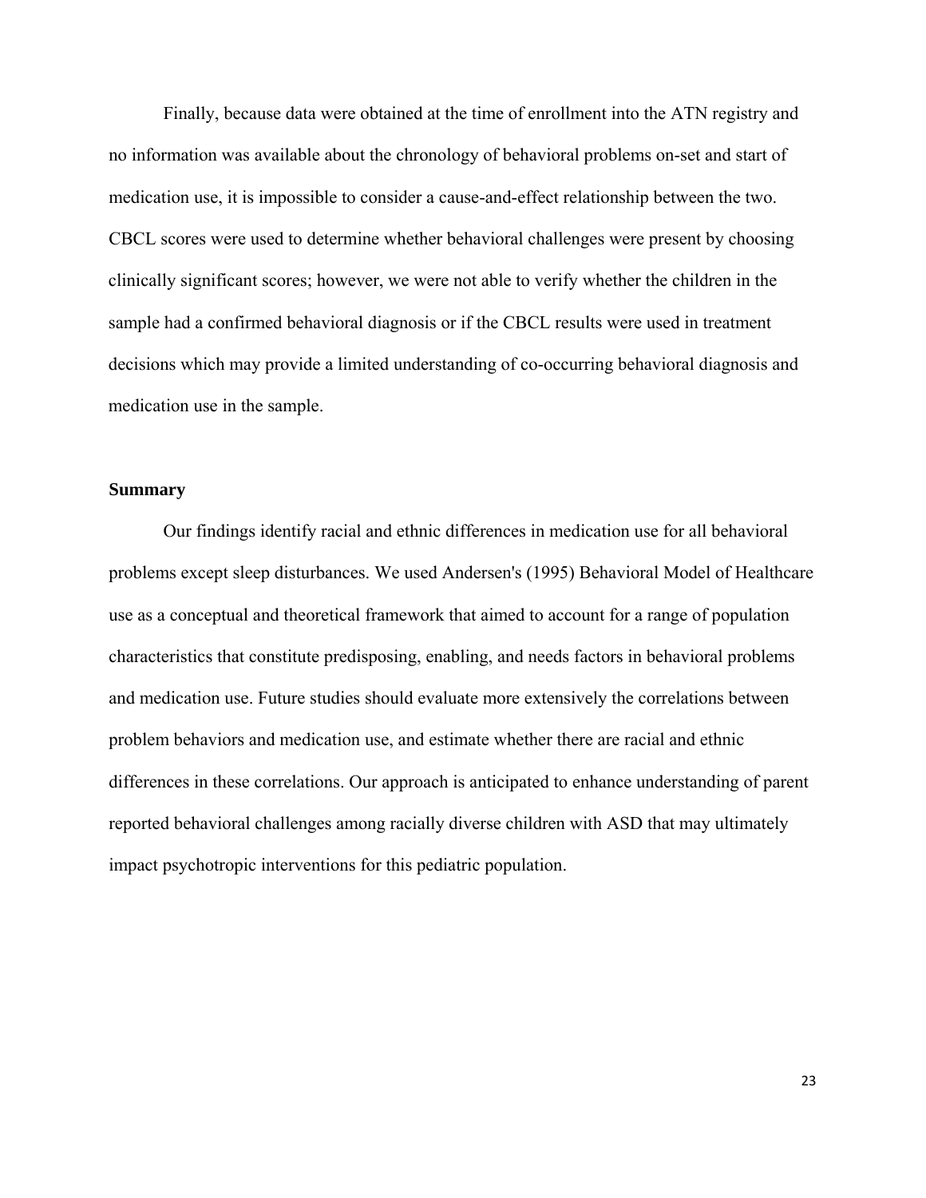Finally, because data were obtained at the time of enrollment into the ATN registry and no information was available about the chronology of behavioral problems on-set and start of medication use, it is impossible to consider a cause-and-effect relationship between the two. CBCL scores were used to determine whether behavioral challenges were present by choosing clinically significant scores; however, we were not able to verify whether the children in the sample had a confirmed behavioral diagnosis or if the CBCL results were used in treatment decisions which may provide a limited understanding of co-occurring behavioral diagnosis and medication use in the sample.

**Summary**

Our findings identify racial and ethnic differences in medication use for all behavioral problems except sleep disturbances. We used Andersen's (1995) Behavioral Model of Healthcare use as a conceptual and theoretical framework that aimed to account for a range of population characteristics that constitute predisposing, enabling, and needs factors in behavioral problems and medication use. Future studies should evaluate more extensively the correlations between problem behaviors and medication use, and estimate whether there are racial and ethnic differences in these correlations. Our approach is anticipated to enhance understanding of parent reported behavioral challenges among racially diverse children with ASD that may ultimately impact psychotropic interventions for this pediatric population.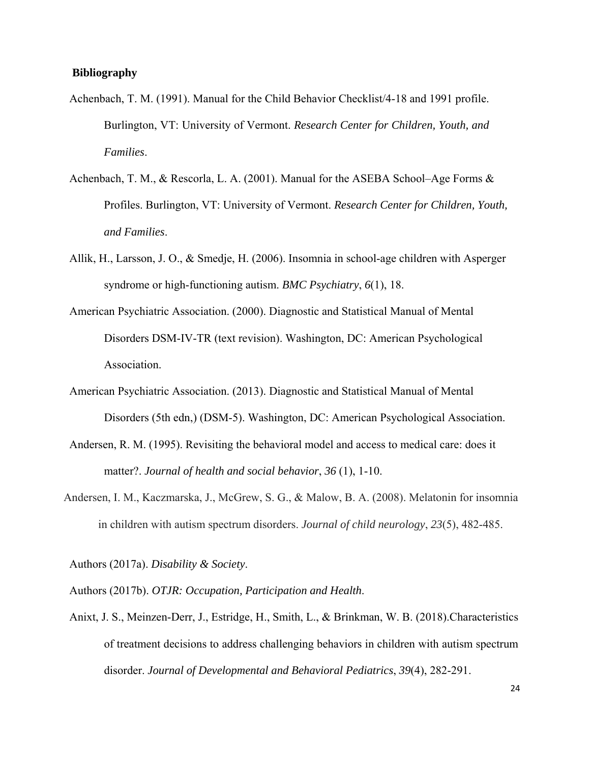**Bibliography**

Achenbach, T. M. (1991). Manual for the Child Behavior Checklist/4-18 and 1991 profile. Burlington, VT: University of Vermont. *Research Center for Children, Youth, and Families*.

Achenbach, T. M., & Rescorla, L. A. (2001). Manual for the ASEBA School–Age Forms & Profiles. Burlington, VT: University of Vermont. *Research Center for Children, Youth, and Families*.

Allik, H., Larsson, J. O., & Smedje, H. (2006). Insomnia in school-age children with Asperger syndrome or high-functioning autism. *BMC Psychiatry*, *6*(1), 18.

American Psychiatric Association. (2000). Diagnostic and Statistical Manual of Mental Disorders DSM-IV-TR (text revision). Washington, DC: American Psychological Association.

American Psychiatric Association. (2013). Diagnostic and Statistical Manual of Mental Disorders (5th edn,) (DSM-5). Washington, DC: American Psychological Association.

Andersen, R. M. (1995). Revisiting the behavioral model and access to medical care: does it matter?. *Journal of health and social behavior*, *36* (1), 1-10.

Andersen, I. M., Kaczmarska, J., McGrew, S. G., & Malow, B. A. (2008). Melatonin for insomnia in children with autism spectrum disorders. *Journal of child neurology*, *23*(5), 482-485.

Authors (2017a). *Disability & Society*.

Authors (2017b). *OTJR: Occupation, Participation and Health*.

Anixt, J. S., Meinzen-Derr, J., Estridge, H., Smith, L., & Brinkman, W. B. (2018).Characteristics of treatment decisions to address challenging behaviors in children with autism spectrum disorder. *Journal of Developmental and Behavioral Pediatrics*, *39*(4), 282-291.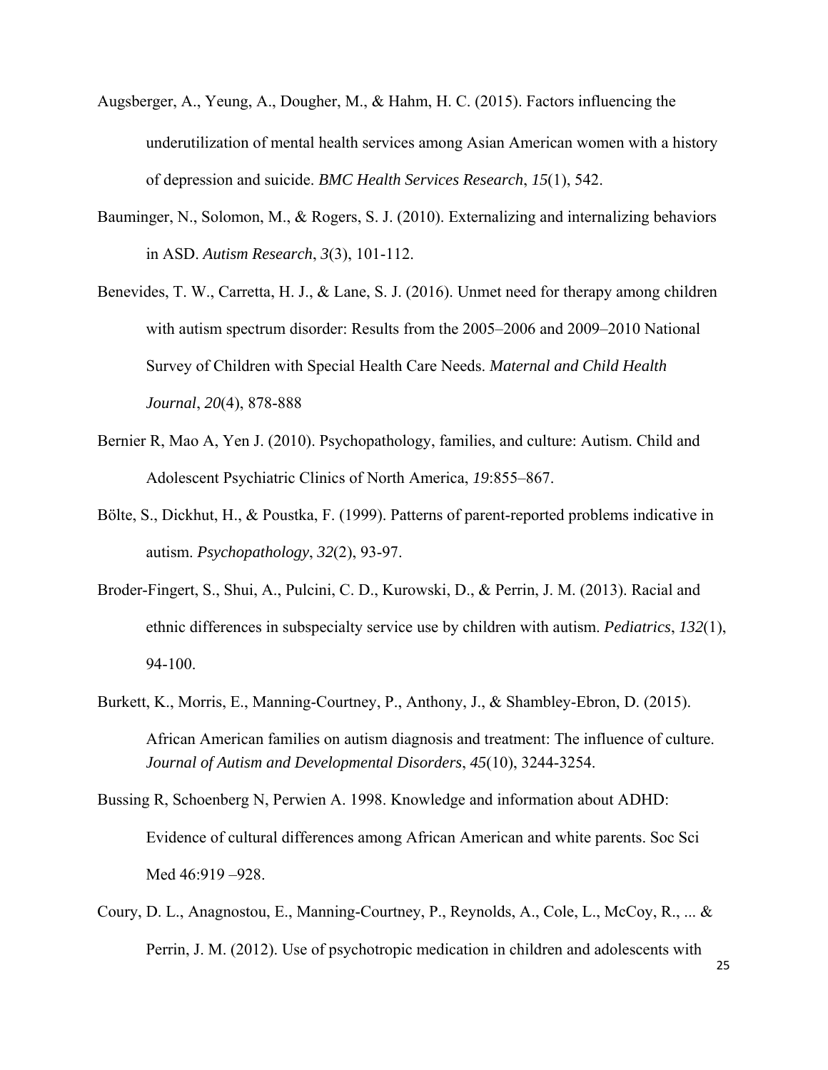Augsberger, A., Yeung, A., Dougher, M., & Hahm, H. C. (2015). Factors influencing the underutilization of mental health services among Asian American women with a history of depression and suicide. *BMC Health Services Research*, *15*(1), 542.

Bauminger, N., Solomon, M., & Rogers, S. J. (2010). Externalizing and internalizing behaviors in ASD. *Autism Research*, *3*(3), 101-112.

Benevides, T. W., Carretta, H. J., & Lane, S. J. (2016). Unmet need for therapy among children with autism spectrum disorder: Results from the 2005–2006 and 2009–2010 National Survey of Children with Special Health Care Needs. *Maternal and Child Health Journal*, *20*(4), 878-888

Bernier R, Mao A, Yen J. (2010). Psychopathology, families, and culture: Autism. Child and Adolescent Psychiatric Clinics of North America, *19*:855–867.

Bölte, S., Dickhut, H., & Poustka, F. (1999). Patterns of parent-reported problems indicative in autism. *Psychopathology*, *32*(2), 93-97.

Broder-Fingert, S., Shui, A., Pulcini, C. D., Kurowski, D., & Perrin, J. M. (2013). Racial and ethnic differences in subspecialty service use by children with autism. *Pediatrics*, *132*(1), 94-100.

Burkett, K., Morris, E., Manning-Courtney, P., Anthony, J., & Shambley-Ebron, D. (2015). African American families on autism diagnosis and treatment: The influence of culture. *Journal of Autism and Developmental Disorders*, *45*(10), 3244-3254.

Bussing R, Schoenberg N, Perwien A. 1998. Knowledge and information about ADHD: Evidence of cultural differences among African American and white parents. Soc Sci Med 46:919 –928.

Coury, D. L., Anagnostou, E., Manning-Courtney, P., Reynolds, A., Cole, L., McCoy, R., ... & Perrin, J. M. (2012). Use of psychotropic medication in children and adolescents with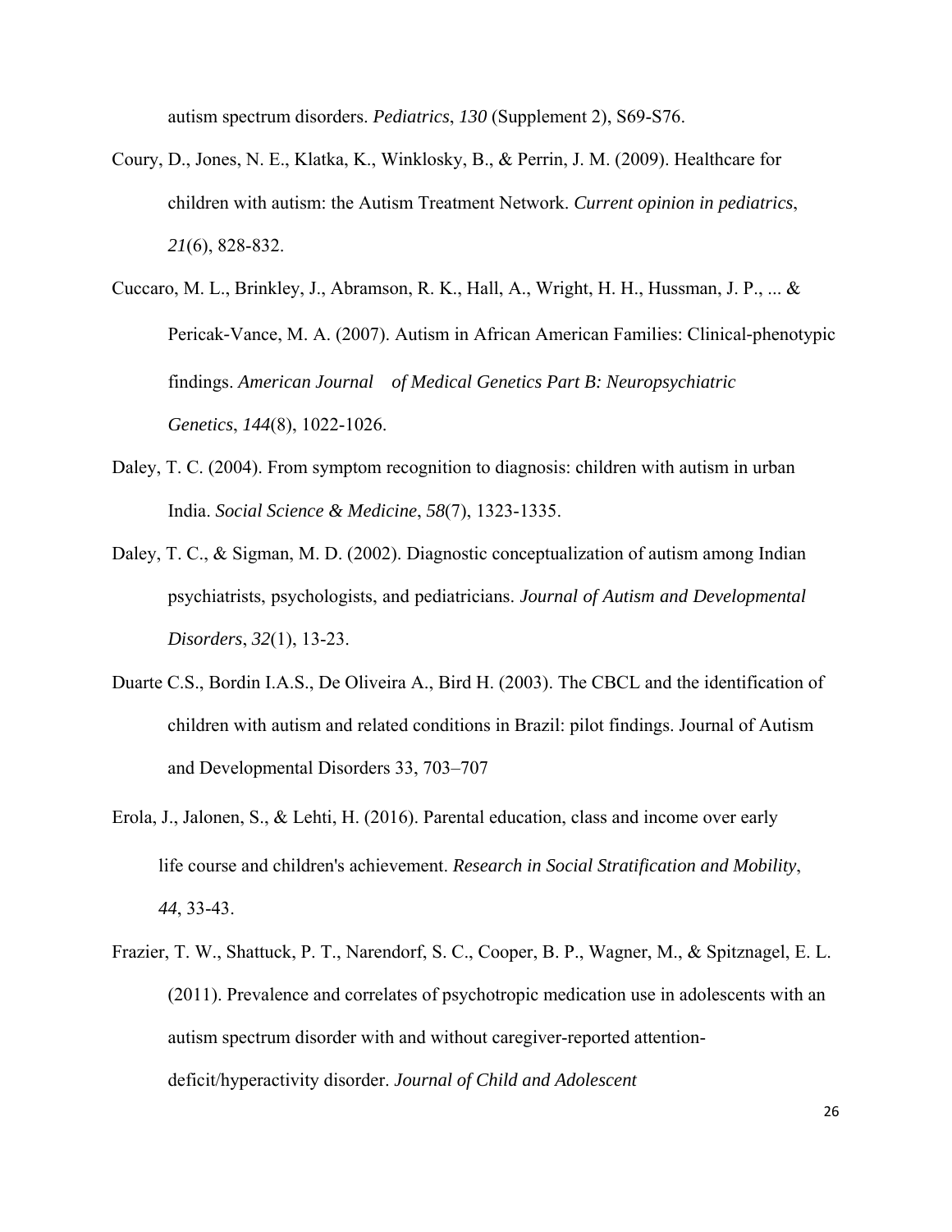autism spectrum disorders. *Pediatrics*, *130* (Supplement 2), S69-S76.

Coury, D., Jones, N. E., Klatka, K., Winklosky, B., & Perrin, J. M. (2009). Healthcare for children with autism: the Autism Treatment Network. *Current opinion in pediatrics*, *21*(6), 828-832.

Cuccaro, M. L., Brinkley, J., Abramson, R. K., Hall, A., Wright, H. H., Hussman, J. P., ... & Pericak-Vance, M. A. (2007). Autism in African American Families: Clinical-phenotypic findings. *American Journal of Medical Genetics Part B: Neuropsychiatric Genetics*, *144*(8), 1022-1026.

Daley, T. C. (2004). From symptom recognition to diagnosis: children with autism in urban India. *Social Science & Medicine*, *58*(7), 1323-1335.

Daley, T. C., & Sigman, M. D. (2002). Diagnostic conceptualization of autism among Indian psychiatrists, psychologists, and pediatricians. *Journal of Autism and Developmental Disorders*, *32*(1), 13-23.

Duarte C.S., Bordin I.A.S., De Oliveira A., Bird H. (2003). The CBCL and the identification of children with autism and related conditions in Brazil: pilot findings. Journal of Autism and Developmental Disorders 33, 703–707

Erola, J., Jalonen, S., & Lehti, H. (2016). Parental education, class and income over early life course and children's achievement. *Research in Social Stratification and Mobility*, *44*, 33-43.

Frazier, T. W., Shattuck, P. T., Narendorf, S. C., Cooper, B. P., Wagner, M., & Spitznagel, E. L. (2011). Prevalence and correlates of psychotropic medication use in adolescents with an autism spectrum disorder with and without caregiver-reported attention-deficit/hyperactivity disorder. *Journal of Child and Adolescent*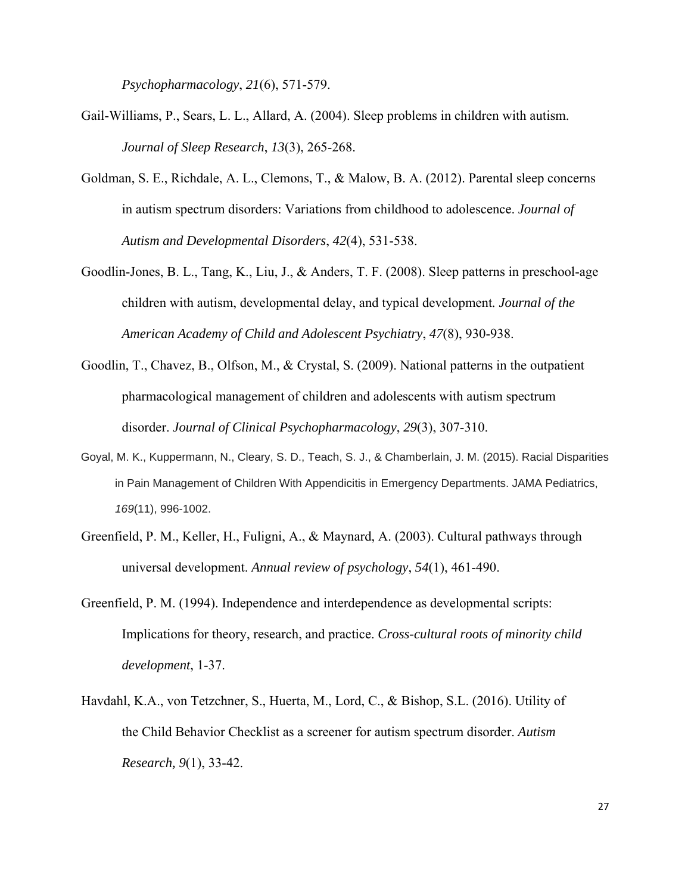*Psychopharmacology*, *21*(6), 571-579.

Gail-Williams, P., Sears, L. L., Allard, A. (2004). Sleep problems in children with autism. *Journal of Sleep Research*, *13*(3), 265-268.

Goldman, S. E., Richdale, A. L., Clemons, T., & Malow, B. A. (2012). Parental sleep concerns in autism spectrum disorders: Variations from childhood to adolescence. *Journal of Autism and Developmental Disorders*, *42*(4), 531-538.

Goodlin-Jones, B. L., Tang, K., Liu, J., & Anders, T. F. (2008). Sleep patterns in preschool-age children with autism, developmental delay, and typical development. *Journal of the American Academy of Child and Adolescent Psychiatry*, *47*(8), 930-938.

Goodlin, T., Chavez, B., Olfson, M., & Crystal, S. (2009). National patterns in the outpatient pharmacological management of children and adolescents with autism spectrum disorder. *Journal of Clinical Psychopharmacology*, *29*(3), 307-310.

Goyal, M. K., Kuppermann, N., Cleary, S. D., Teach, S. J., & Chamberlain, J. M. (2015). Racial Disparities in Pain Management of Children With Appendicitis in Emergency Departments. JAMA Pediatrics, *169*(11), 996-1002.

Greenfield, P. M., Keller, H., Fuligni, A., & Maynard, A. (2003). Cultural pathways through universal development. *Annual review of psychology*, *54*(1), 461-490.

Greenfield, P. M. (1994). Independence and interdependence as developmental scripts: Implications for theory, research, and practice. *Cross-cultural roots of minority child development*, 1-37.

Havdahl, K.A., von Tetzchner, S., Huerta, M., Lord, C., & Bishop, S.L. (2016). Utility of the Child Behavior Checklist as a screener for autism spectrum disorder. *Autism Research, 9*(1), 33-42.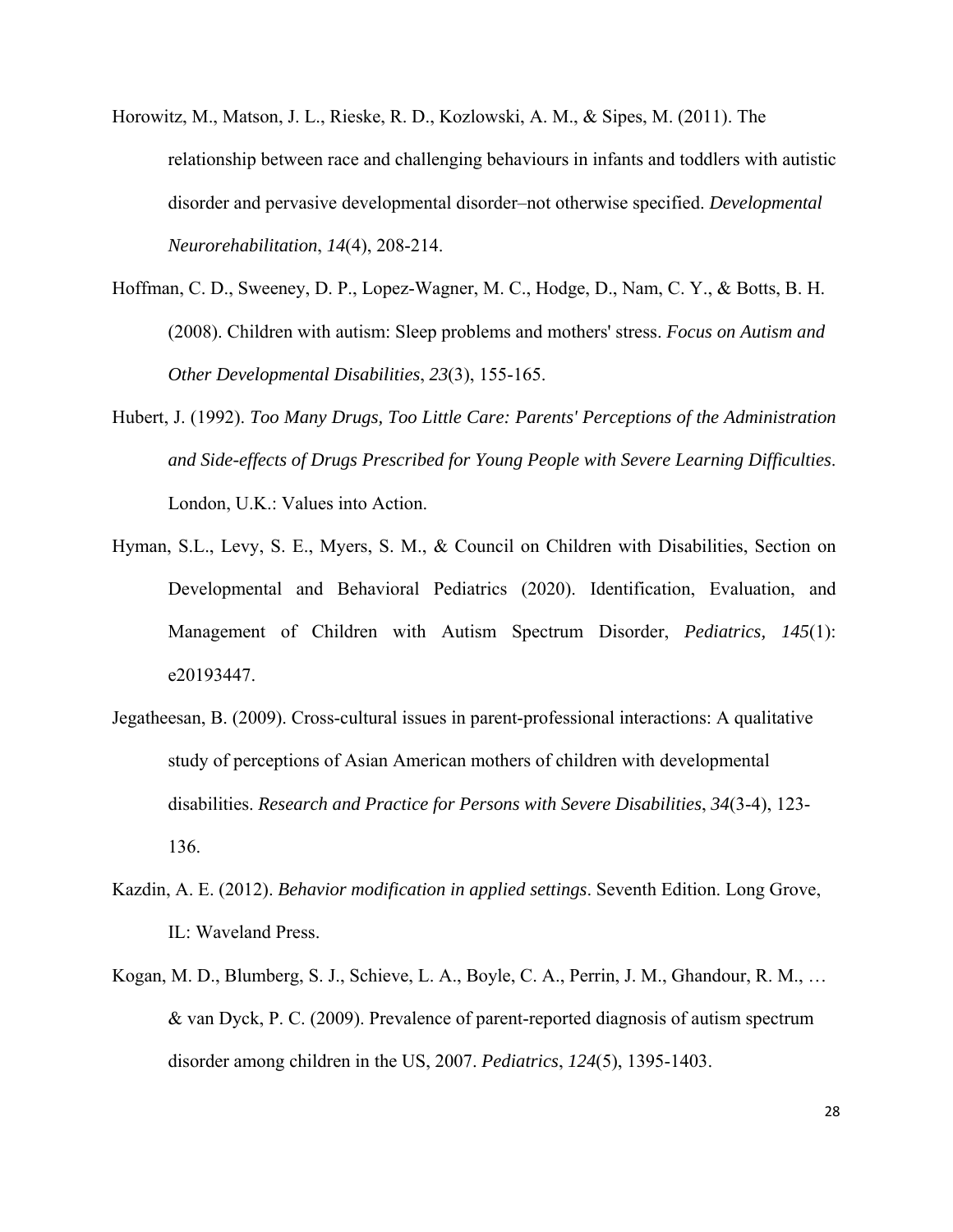Horowitz, M., Matson, J. L., Rieske, R. D., Kozlowski, A. M., & Sipes, M. (2011). The relationship between race and challenging behaviours in infants and toddlers with autistic disorder and pervasive developmental disorder–not otherwise specified. *Developmental Neurorehabilitation*, *14*(4), 208-214.

Hoffman, C. D., Sweeney, D. P., Lopez-Wagner, M. C., Hodge, D., Nam, C. Y., & Botts, B. H. (2008). Children with autism: Sleep problems and mothers' stress. *Focus on Autism and Other Developmental Disabilities*, *23*(3), 155-165.

Hubert, J. (1992). *Too Many Drugs, Too Little Care: Parents' Perceptions of the Administration and Side-effects of Drugs Prescribed for Young People with Severe Learning Difficulties*. London, U.K.: Values into Action.

Hyman, S.L., Levy, S. E., Myers, S. M., & Council on Children with Disabilities, Section on Developmental and Behavioral Pediatrics (2020). Identification, Evaluation, and Management of Children with Autism Spectrum Disorder, *Pediatrics, 145*(1): e20193447.

Jegatheesan, B. (2009). Cross-cultural issues in parent-professional interactions: A qualitative study of perceptions of Asian American mothers of children with developmental disabilities. *Research and Practice for Persons with Severe Disabilities*, *34*(3-4), 123-136.

Kazdin, A. E. (2012). *Behavior modification in applied settings*. Seventh Edition. Long Grove, IL: Waveland Press.

Kogan, M. D., Blumberg, S. J., Schieve, L. A., Boyle, C. A., Perrin, J. M., Ghandour, R. M., … & van Dyck, P. C. (2009). Prevalence of parent-reported diagnosis of autism spectrum disorder among children in the US, 2007. *Pediatrics*, *124*(5), 1395-1403.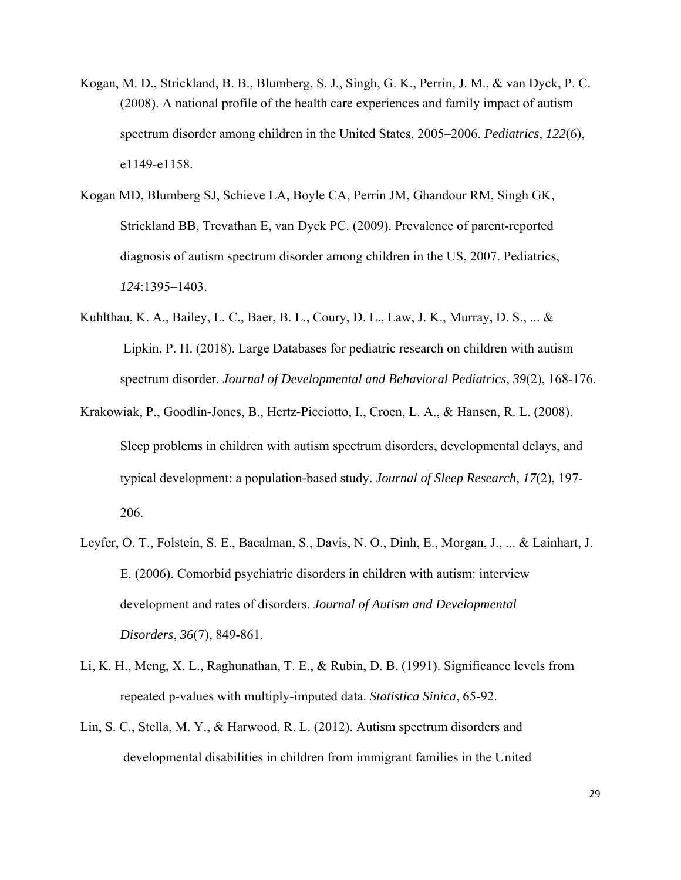Kogan, M. D., Strickland, B. B., Blumberg, S. J., Singh, G. K., Perrin, J. M., & van Dyck, P. C. (2008). A national profile of the health care experiences and family impact of autism spectrum disorder among children in the United States, 2005–2006. *Pediatrics*, *122*(6), e1149-e1158.

Kogan MD, Blumberg SJ, Schieve LA, Boyle CA, Perrin JM, Ghandour RM, Singh GK, Strickland BB, Trevathan E, van Dyck PC. (2009). Prevalence of parent-reported diagnosis of autism spectrum disorder among children in the US, 2007. Pediatrics, *124*:1395–1403.

Kuhlthau, K. A., Bailey, L. C., Baer, B. L., Coury, D. L., Law, J. K., Murray, D. S., ... & Lipkin, P. H. (2018). Large Databases for pediatric research on children with autism spectrum disorder. *Journal of Developmental and Behavioral Pediatrics*, *39*(2), 168-176.

Krakowiak, P., Goodlin‐Jones, B., Hertz‐Picciotto, I., Croen, L. A., & Hansen, R. L. (2008). Sleep problems in children with autism spectrum disorders, developmental delays, and typical development: a population‐based study. *Journal of Sleep Research*, *17*(2), 197-206.

Leyfer, O. T., Folstein, S. E., Bacalman, S., Davis, N. O., Dinh, E., Morgan, J., ... & Lainhart, J. E. (2006). Comorbid psychiatric disorders in children with autism: interview development and rates of disorders. *Journal of Autism and Developmental Disorders*, *36*(7), 849-861.

Li, K. H., Meng, X. L., Raghunathan, T. E., & Rubin, D. B. (1991). Significance levels from repeated p-values with multiply-imputed data. *Statistica Sinica*, 65-92.

Lin, S. C., Stella, M. Y., & Harwood, R. L. (2012). Autism spectrum disorders and developmental disabilities in children from immigrant families in the United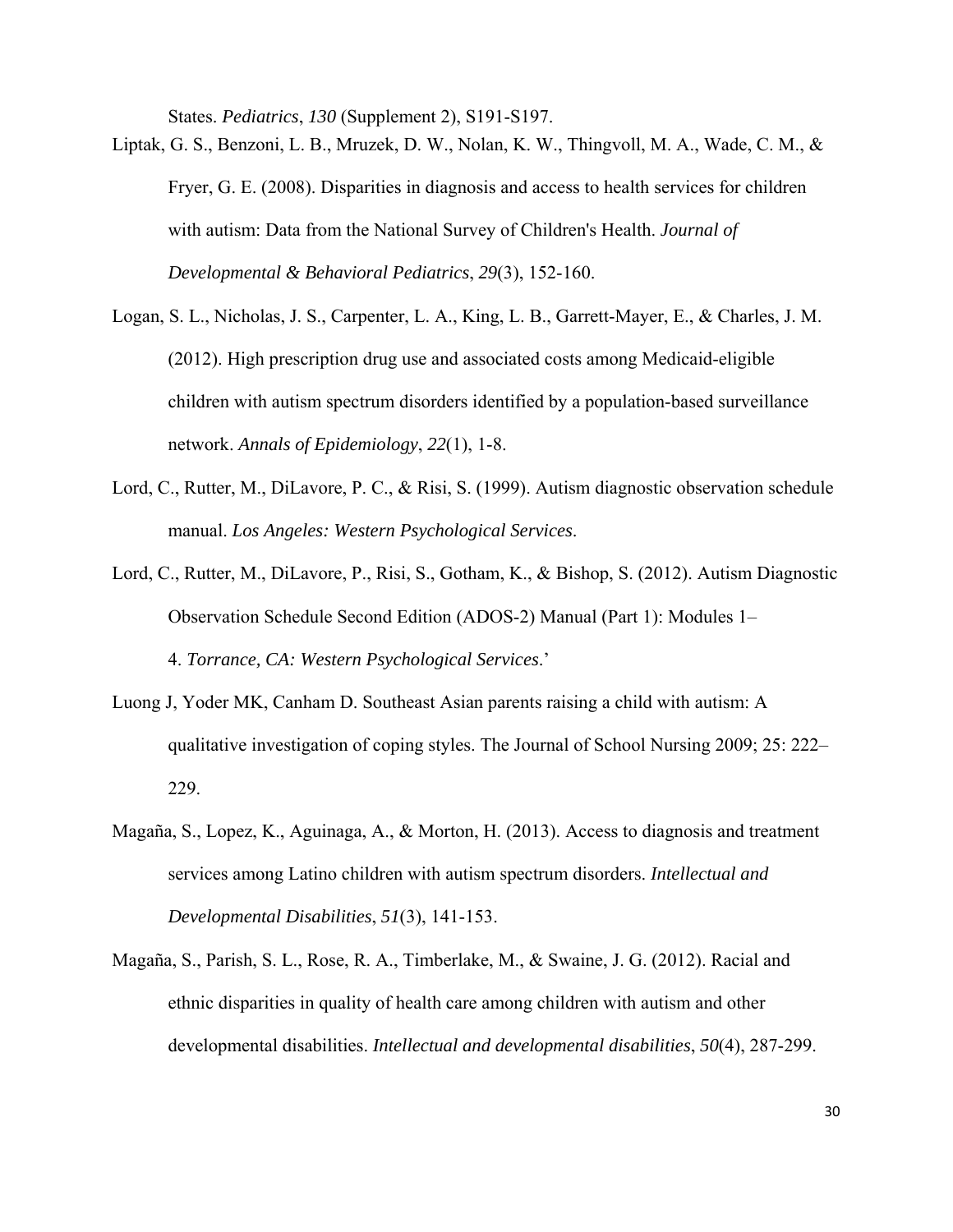States. *Pediatrics*, *130* (Supplement 2), S191-S197.

Liptak, G. S., Benzoni, L. B., Mruzek, D. W., Nolan, K. W., Thingvoll, M. A., Wade, C. M., & Fryer, G. E. (2008). Disparities in diagnosis and access to health services for children with autism: Data from the National Survey of Children's Health. *Journal of Developmental & Behavioral Pediatrics*, *29*(3), 152-160.

Logan, S. L., Nicholas, J. S., Carpenter, L. A., King, L. B., Garrett-Mayer, E., & Charles, J. M. (2012). High prescription drug use and associated costs among Medicaid-eligible children with autism spectrum disorders identified by a population-based surveillance network. *Annals of Epidemiology*, *22*(1), 1-8.

Lord, C., Rutter, M., DiLavore, P. C., & Risi, S. (1999). Autism diagnostic observation schedule manual. *Los Angeles: Western Psychological Services*.

Lord, C., Rutter, M., DiLavore, P., Risi, S., Gotham, K., & Bishop, S. (2012). Autism Diagnostic Observation Schedule Second Edition (ADOS-2) Manual (Part 1): Modules 1–4. *Torrance, CA: Western Psychological Services*.'

Luong J, Yoder MK, Canham D. Southeast Asian parents raising a child with autism: A qualitative investigation of coping styles. The Journal of School Nursing 2009; 25: 222–229.

Magaña, S., Lopez, K., Aguinaga, A., & Morton, H. (2013). Access to diagnosis and treatment services among Latino children with autism spectrum disorders. *Intellectual and Developmental Disabilities*, *51*(3), 141-153.

Magaña, S., Parish, S. L., Rose, R. A., Timberlake, M., & Swaine, J. G. (2012). Racial and ethnic disparities in quality of health care among children with autism and other developmental disabilities. *Intellectual and developmental disabilities*, *50*(4), 287-299.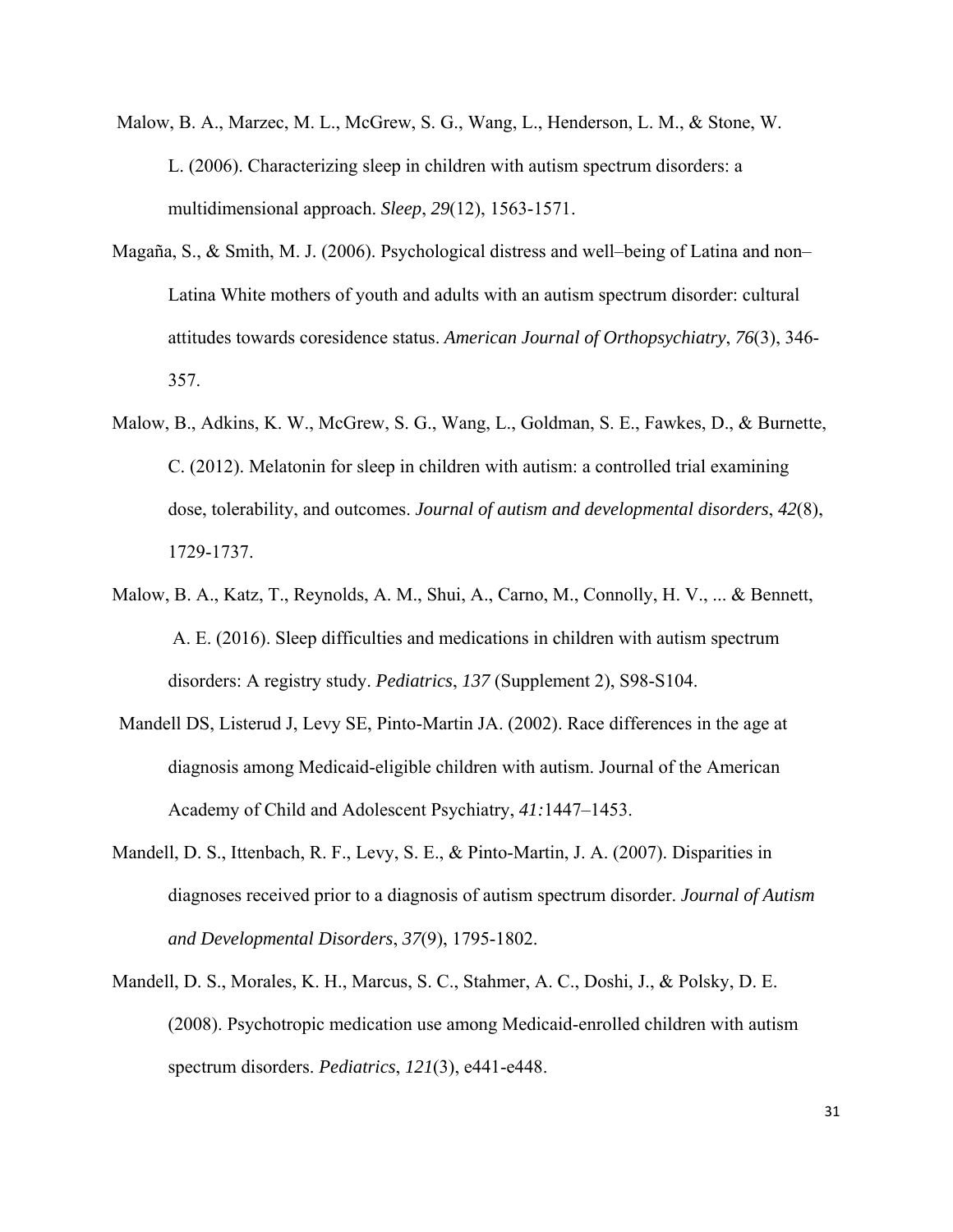Malow, B. A., Marzec, M. L., McGrew, S. G., Wang, L., Henderson, L. M., & Stone, W. L. (2006). Characterizing sleep in children with autism spectrum disorders: a multidimensional approach. *Sleep*, *29*(12), 1563-1571.

Magaña, S., & Smith, M. J. (2006). Psychological distress and well–being of Latina and non–Latina White mothers of youth and adults with an autism spectrum disorder: cultural attitudes towards coresidence status. *American Journal of Orthopsychiatry*, *76*(3), 346-357.

Malow, B., Adkins, K. W., McGrew, S. G., Wang, L., Goldman, S. E., Fawkes, D., & Burnette, C. (2012). Melatonin for sleep in children with autism: a controlled trial examining dose, tolerability, and outcomes. *Journal of autism and developmental disorders*, *42*(8), 1729-1737.

Malow, B. A., Katz, T., Reynolds, A. M., Shui, A., Carno, M., Connolly, H. V., ... & Bennett, A. E. (2016). Sleep difficulties and medications in children with autism spectrum disorders: A registry study. *Pediatrics*, *137* (Supplement 2), S98-S104.

Mandell DS, Listerud J, Levy SE, Pinto-Martin JA. (2002). Race differences in the age at diagnosis among Medicaid-eligible children with autism. Journal of the American Academy of Child and Adolescent Psychiatry, *41:*1447–1453.

Mandell, D. S., Ittenbach, R. F., Levy, S. E., & Pinto-Martin, J. A. (2007). Disparities in diagnoses received prior to a diagnosis of autism spectrum disorder. *Journal of Autism and Developmental Disorders*, *37*(9), 1795-1802.

Mandell, D. S., Morales, K. H., Marcus, S. C., Stahmer, A. C., Doshi, J., & Polsky, D. E. (2008). Psychotropic medication use among Medicaid-enrolled children with autism spectrum disorders. *Pediatrics*, *121*(3), e441-e448.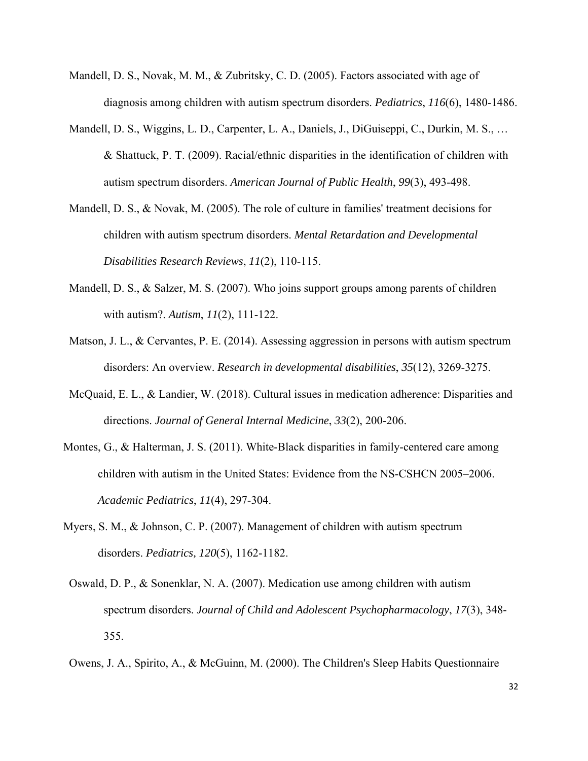Mandell, D. S., Novak, M. M., & Zubritsky, C. D. (2005). Factors associated with age of diagnosis among children with autism spectrum disorders. *Pediatrics*, *116*(6), 1480-1486.

Mandell, D. S., Wiggins, L. D., Carpenter, L. A., Daniels, J., DiGuiseppi, C., Durkin, M. S., … & Shattuck, P. T. (2009). Racial/ethnic disparities in the identification of children with autism spectrum disorders. *American Journal of Public Health*, *99*(3), 493-498.

Mandell, D. S., & Novak, M. (2005). The role of culture in families' treatment decisions for children with autism spectrum disorders. *Mental Retardation and Developmental Disabilities Research Reviews*, *11*(2), 110-115.

Mandell, D. S., & Salzer, M. S. (2007). Who joins support groups among parents of children with autism?. *Autism*, *11*(2), 111-122.

Matson, J. L., & Cervantes, P. E. (2014). Assessing aggression in persons with autism spectrum disorders: An overview. *Research in developmental disabilities*, *35*(12), 3269-3275.

McQuaid, E. L., & Landier, W. (2018). Cultural issues in medication adherence: Disparities and directions. *Journal of General Internal Medicine*, *33*(2), 200-206.

Montes, G., & Halterman, J. S. (2011). White-Black disparities in family-centered care among children with autism in the United States: Evidence from the NS-CSHCN 2005–2006. *Academic Pediatrics*, *11*(4), 297-304.

Myers, S. M., & Johnson, C. P. (2007). Management of children with autism spectrum disorders. *Pediatrics, 120*(5), 1162-1182.

Oswald, D. P., & Sonenklar, N. A. (2007). Medication use among children with autism spectrum disorders. *Journal of Child and Adolescent Psychopharmacology*, *17*(3), 348-355.

Owens, J. A., Spirito, A., & McGuinn, M. (2000). The Children's Sleep Habits Questionnaire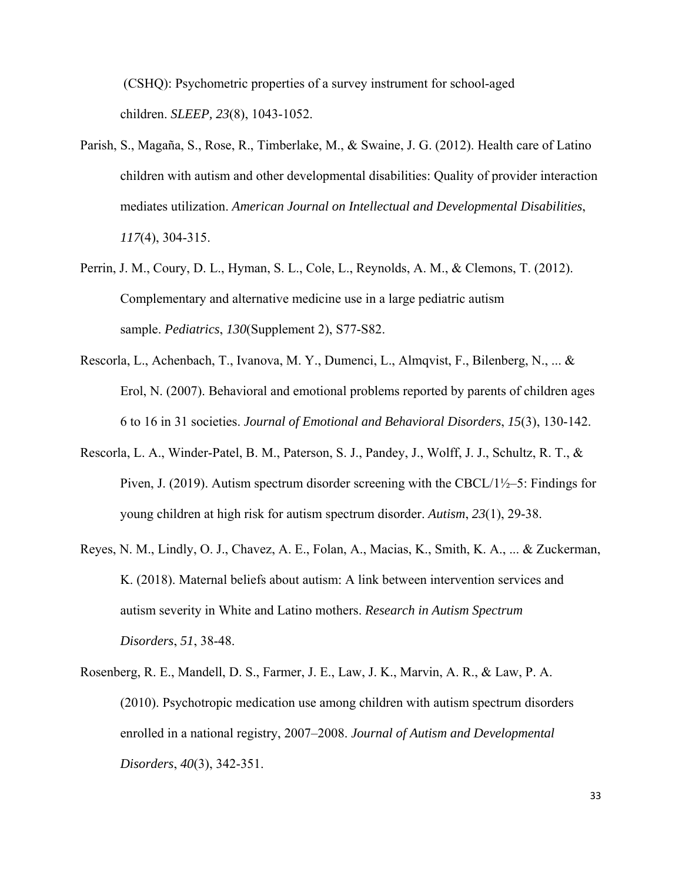(CSHQ): Psychometric properties of a survey instrument for school-aged children. *SLEEP, 23*(8), 1043-1052.

Parish, S., Magaña, S., Rose, R., Timberlake, M., & Swaine, J. G. (2012). Health care of Latino children with autism and other developmental disabilities: Quality of provider interaction mediates utilization. *American Journal on Intellectual and Developmental Disabilities*, *117*(4), 304-315.

Perrin, J. M., Coury, D. L., Hyman, S. L., Cole, L., Reynolds, A. M., & Clemons, T. (2012). Complementary and alternative medicine use in a large pediatric autism sample. *Pediatrics*, *130*(Supplement 2), S77-S82.

Rescorla, L., Achenbach, T., Ivanova, M. Y., Dumenci, L., Almqvist, F., Bilenberg, N., ... & Erol, N. (2007). Behavioral and emotional problems reported by parents of children ages 6 to 16 in 31 societies. *Journal of Emotional and Behavioral Disorders*, *15*(3), 130-142.

Rescorla, L. A., Winder-Patel, B. M., Paterson, S. J., Pandey, J., Wolff, J. J., Schultz, R. T., & Piven, J. (2019). Autism spectrum disorder screening with the CBCL/1½–5: Findings for young children at high risk for autism spectrum disorder. *Autism*, *23*(1), 29-38.

Reyes, N. M., Lindly, O. J., Chavez, A. E., Folan, A., Macias, K., Smith, K. A., ... & Zuckerman, K. (2018). Maternal beliefs about autism: A link between intervention services and autism severity in White and Latino mothers. *Research in Autism Spectrum Disorders*, *51*, 38-48.

Rosenberg, R. E., Mandell, D. S., Farmer, J. E., Law, J. K., Marvin, A. R., & Law, P. A. (2010). Psychotropic medication use among children with autism spectrum disorders enrolled in a national registry, 2007–2008. *Journal of Autism and Developmental Disorders*, *40*(3), 342-351.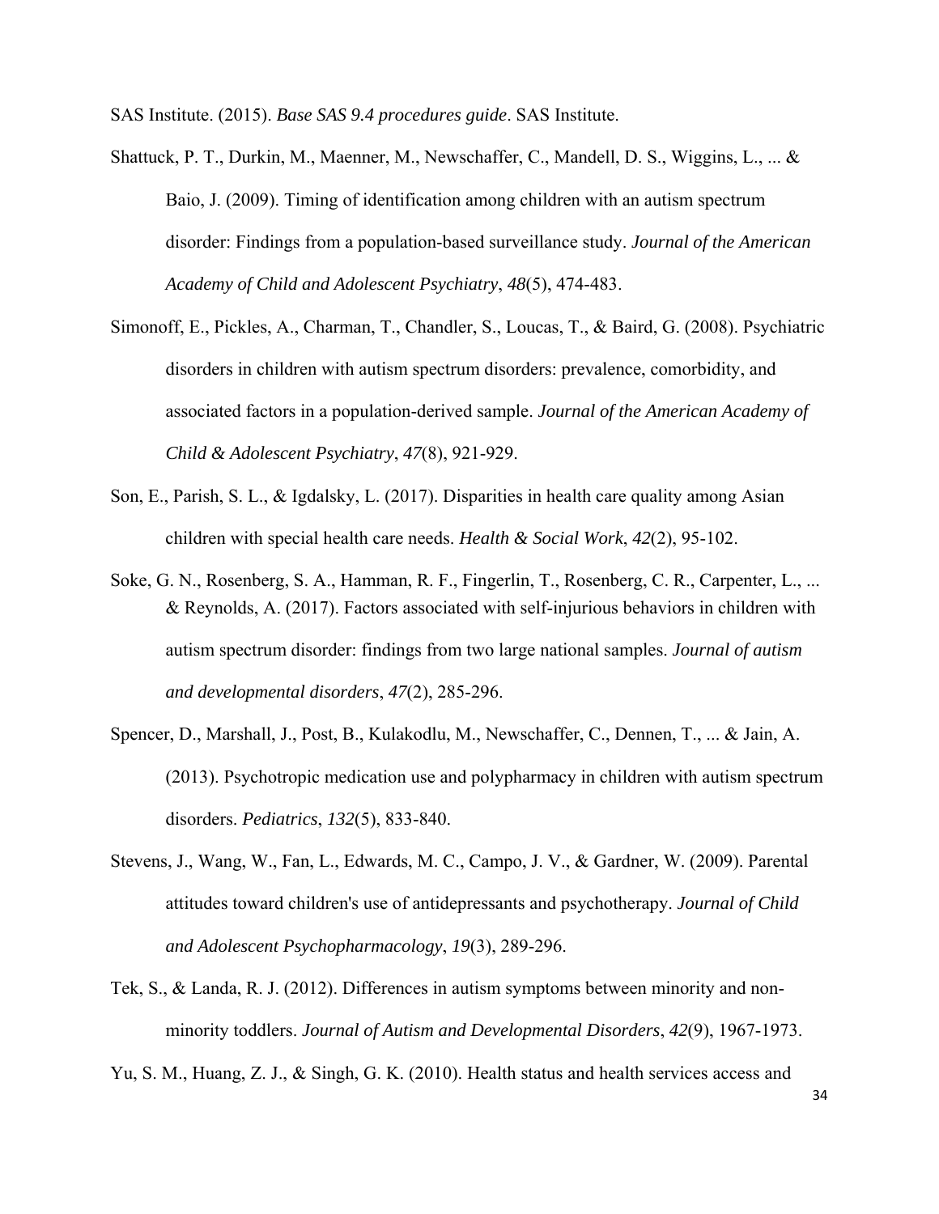SAS Institute. (2015). *Base SAS 9.4 procedures guide*. SAS Institute.

Shattuck, P. T., Durkin, M., Maenner, M., Newschaffer, C., Mandell, D. S., Wiggins, L., ... & Baio, J. (2009). Timing of identification among children with an autism spectrum disorder: Findings from a population-based surveillance study. *Journal of the American Academy of Child and Adolescent Psychiatry*, *48*(5), 474-483.

Simonoff, E., Pickles, A., Charman, T., Chandler, S., Loucas, T., & Baird, G. (2008). Psychiatric disorders in children with autism spectrum disorders: prevalence, comorbidity, and associated factors in a population-derived sample. *Journal of the American Academy of Child & Adolescent Psychiatry*, *47*(8), 921-929.

Son, E., Parish, S. L., & Igdalsky, L. (2017). Disparities in health care quality among Asian children with special health care needs. *Health & Social Work*, *42*(2), 95-102.

Soke, G. N., Rosenberg, S. A., Hamman, R. F., Fingerlin, T., Rosenberg, C. R., Carpenter, L., ... & Reynolds, A. (2017). Factors associated with self-injurious behaviors in children with autism spectrum disorder: findings from two large national samples. *Journal of autism and developmental disorders*, *47*(2), 285-296.

Spencer, D., Marshall, J., Post, B., Kulakodlu, M., Newschaffer, C., Dennen, T., ... & Jain, A. (2013). Psychotropic medication use and polypharmacy in children with autism spectrum disorders. *Pediatrics*, *132*(5), 833-840.

Stevens, J., Wang, W., Fan, L., Edwards, M. C., Campo, J. V., & Gardner, W. (2009). Parental attitudes toward children's use of antidepressants and psychotherapy. *Journal of Child and Adolescent Psychopharmacology*, *19*(3), 289-296.

Tek, S., & Landa, R. J. (2012). Differences in autism symptoms between minority and non-minority toddlers. *Journal of Autism and Developmental Disorders*, *42*(9), 1967-1973.

Yu, S. M., Huang, Z. J., & Singh, G. K. (2010). Health status and health services access and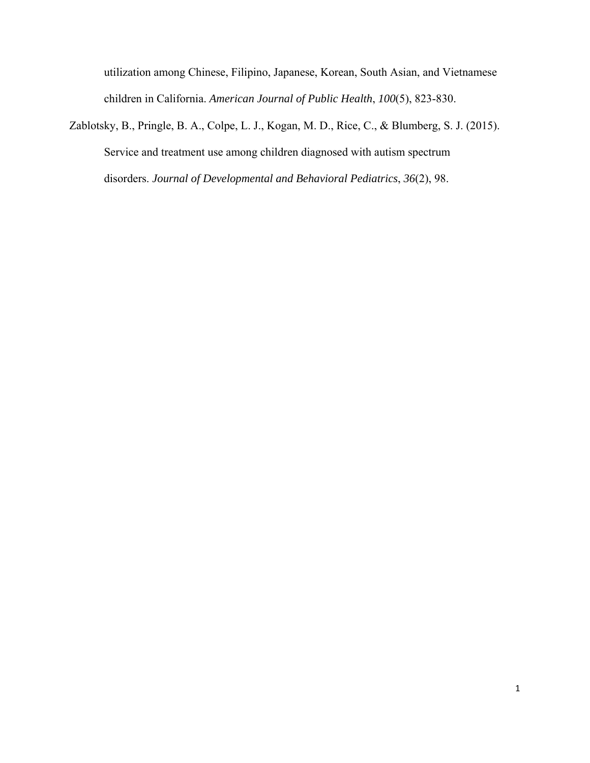utilization among Chinese, Filipino, Japanese, Korean, South Asian, and Vietnamese children in California. *American Journal of Public Health*, *100*(5), 823-830.

Zablotsky, B., Pringle, B. A., Colpe, L. J., Kogan, M. D., Rice, C., & Blumberg, S. J. (2015). Service and treatment use among children diagnosed with autism spectrum disorders. *Journal of Developmental and Behavioral Pediatrics*, *36*(2), 98.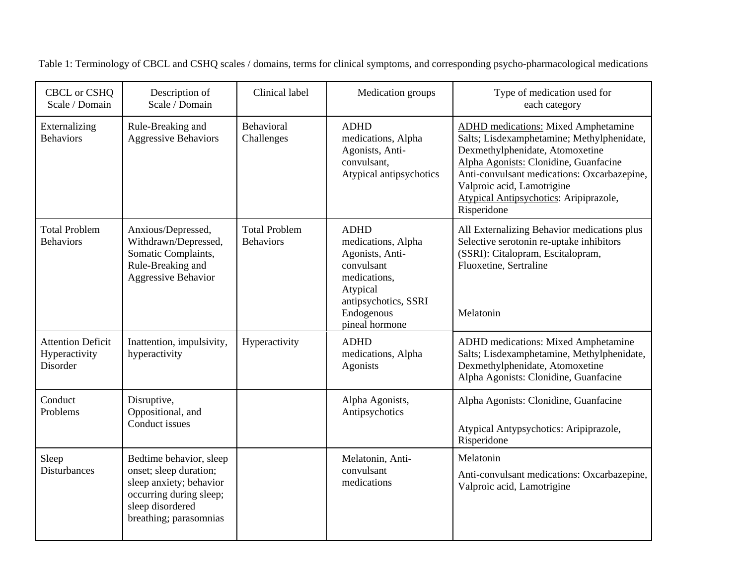Table 1: Terminology of CBCL and CSHQ scales / domains, terms for clinical symptoms, and corresponding psycho-pharmacological medications

| CBCL or CSHQ Scale / Domain | Description of Scale / Domain | Clinical label | Medication groups | Type of medication used for each category |
|---|---|---|---|---|
| Externalizing Behaviors | Rule-Breaking and Aggressive Behaviors | Behavioral Challenges | ADHD medications, Alpha Agonists, Anti-convulsant, Atypical antipsychotics | ADHD medications: Mixed Amphetamine Salts; Lisdexamphetamine; Methylphenidate, Dexmethylphenidate, Atomoxetine<br>Alpha Agonists: Clonidine, Guanfacine<br>Anti-convulsant medications: Oxcarbazepine, Valproic acid, Lamotrigine<br>Atypical Antipsychotics: Aripiprazole, Risperidone |
| Total Problem Behaviors | Anxious/Depressed, Withdrawn/Depressed, Somatic Complaints, Rule-Breaking and Aggressive Behavior | Total Problem Behaviors | ADHD medications, Alpha Agonists, Anti-convulsant medications, Atypical antipsychotics, SSRI<br>Endogenous pineal hormone | All Externalizing Behavior medications plus Selective serotonin re-uptake inhibitors (SSRI): Citalopram, Escitalopram, Fluoxetine, Sertraline<br>Melatonin |
| Attention Deficit Hyperactivity Disorder | Inattention, impulsivity, hyperactivity | Hyperactivity | ADHD medications, Alpha Agonists | ADHD medications: Mixed Amphetamine Salts; Lisdexamphetamine, Methylphenidate, Dexmethylphenidate, Atomoxetine<br>Alpha Agonists: Clonidine, Guanfacine |
| Conduct Problems | Disruptive, Oppositional, and Conduct issues | | Alpha Agonists, Antipsychotics | Alpha Agonists: Clonidine, Guanfacine<br>Atypical Antypsychotics: Aripiprazole, Risperidone |
| Sleep Disturbances | Bedtime behavior, sleep onset; sleep duration; sleep anxiety; behavior occurring during sleep; sleep disordered breathing; parasomnias | | Melatonin, Anti-convulsant medications | Melatonin<br>Anti-convulsant medications: Oxcarbazepine, Valproic acid, Lamotrigine |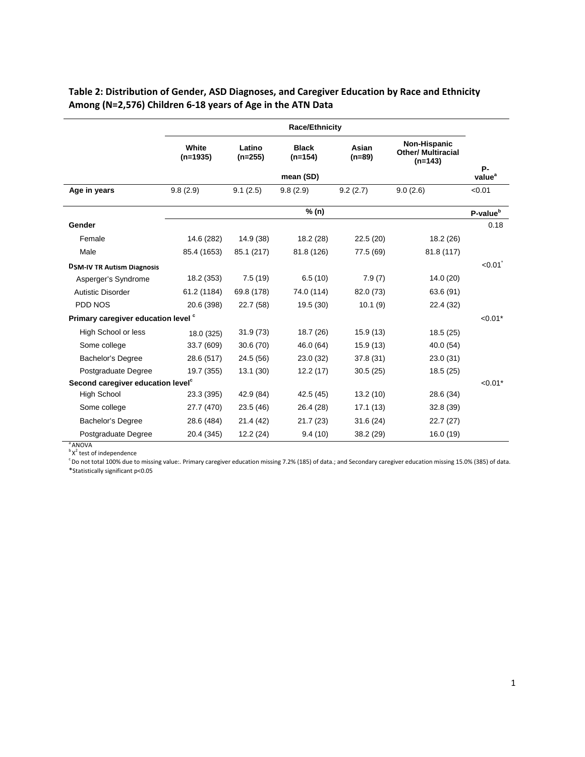**Table 2: Distribution of Gender, ASD Diagnoses, and Caregiver Education by Race and Ethnicity Among (N=2,576) Children 6-18 years of Age in the ATN Data**

| | Race/Ethnicity | | | | | |
|---|---|---|---|---|---|---|
| | White (n=1935) | Latino (n=255) | Black (n=154) | Asian (n=89) | Non-Hispanic Other/ Multiracial (n=143) | P-value[a] |
| | | | mean (SD) | | | |
| **Age in years** | 9.8 (2.9) | 9.1 (2.5) | 9.8 (2.9) | 9.2 (2.7) | 9.0 (2.6) | <0.01 |
| | | | % (n) | | | P-value[b] |
| **Gender** | | | | | | 0.18 |
| Female | 14.6 (282) | 14.9 (38) | 18.2 (28) | 22.5 (20) | 18.2 (26) | |
| Male | 85.4 (1653) | 85.1 (217) | 81.8 (126) | 77.5 (69) | 81.8 (117) | |
| **DSM-IV TR Autism Diagnosis** | | | | | | <0.01* |
| Asperger's Syndrome | 18.2 (353) | 7.5 (19) | 6.5 (10) | 7.9 (7) | 14.0 (20) | |
| Autistic Disorder | 61.2 (1184) | 69.8 (178) | 74.0 (114) | 82.0 (73) | 63.6 (91) | |
| PDD NOS | 20.6 (398) | 22.7 (58) | 19.5 (30) | 10.1 (9) | 22.4 (32) | |
| **Primary caregiver education level [c]** | | | | | | <0.01* |
| High School or less | 18.0 (325) | 31.9 (73) | 18.7 (26) | 15.9 (13) | 18.5 (25) | |
| Some college | 33.7 (609) | 30.6 (70) | 46.0 (64) | 15.9 (13) | 40.0 (54) | |
| Bachelor's Degree | 28.6 (517) | 24.5 (56) | 23.0 (32) | 37.8 (31) | 23.0 (31) | |
| Postgraduate Degree | 19.7 (355) | 13.1 (30) | 12.2 (17) | 30.5 (25) | 18.5 (25) | |
| **Second caregiver education level[c]** | | | | | | <0.01* |
| High School | 23.3 (395) | 42.9 (84) | 42.5 (45) | 13.2 (10) | 28.6 (34) | |
| Some college | 27.7 (470) | 23.5 (46) | 26.4 (28) | 17.1 (13) | 32.8 (39) | |
| Bachelor's Degree | 28.6 (484) | 21.4 (42) | 21.7 (23) | 31.6 (24) | 22.7 (27) | |
| Postgraduate Degree | 20.4 (345) | 12.2 (24) | 9.4 (10) | 38.2 (29) | 16.0 (19) | |

[a] ANOVA
[b] $X^2$ test of independence
[c] Do not total 100% due to missing value:. Primary caregiver education missing 7.2% (185) of data.; and Secondary caregiver education missing 15.0% (385) of data.
*Statistically significant p<0.05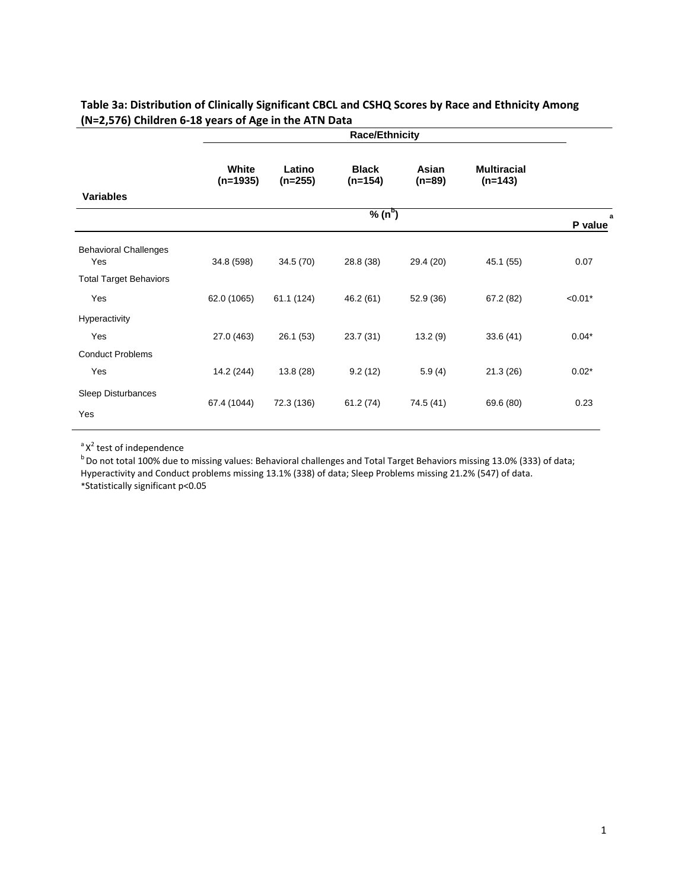**Table 3a: Distribution of Clinically Significant CBCL and CSHQ Scores by Race and Ethnicity Among (N=2,576) Children 6-18 years of Age in the ATN Data**

| Variables | Race/Ethnicity | | | | | |
|---|---|---|---|---|---|---|
| | White (n=1935) | Latino (n=255) | Black (n=154) | Asian (n=89) | Multiracial (n=143) | |
| | % (n[b]) | | | | | P value[a] |
| Behavioral Challenges | | | | | | |
| Yes | 34.8 (598) | 34.5 (70) | 28.8 (38) | 29.4 (20) | 45.1 (55) | 0.07 |
| Total Target Behaviors | | | | | | |
| Yes | 62.0 (1065) | 61.1 (124) | 46.2 (61) | 52.9 (36) | 67.2 (82) | <0.01* |
| Hyperactivity | | | | | | |
| Yes | 27.0 (463) | 26.1 (53) | 23.7 (31) | 13.2 (9) | 33.6 (41) | 0.04* |
| Conduct Problems | | | | | | |
| Yes | 14.2 (244) | 13.8 (28) | 9.2 (12) | 5.9 (4) | 21.3 (26) | 0.02* |
| Sleep Disturbances | | | | | | |
| Yes | 67.4 (1044) | 72.3 (136) | 61.2 (74) | 74.5 (41) | 69.6 (80) | 0.23 |

[a] $X^2$ test of independence
[b] Do not total 100% due to missing values: Behavioral challenges and Total Target Behaviors missing 13.0% (333) of data; Hyperactivity and Conduct problems missing 13.1% (338) of data; Sleep Problems missing 21.2% (547) of data.
*Statistically significant p<0.05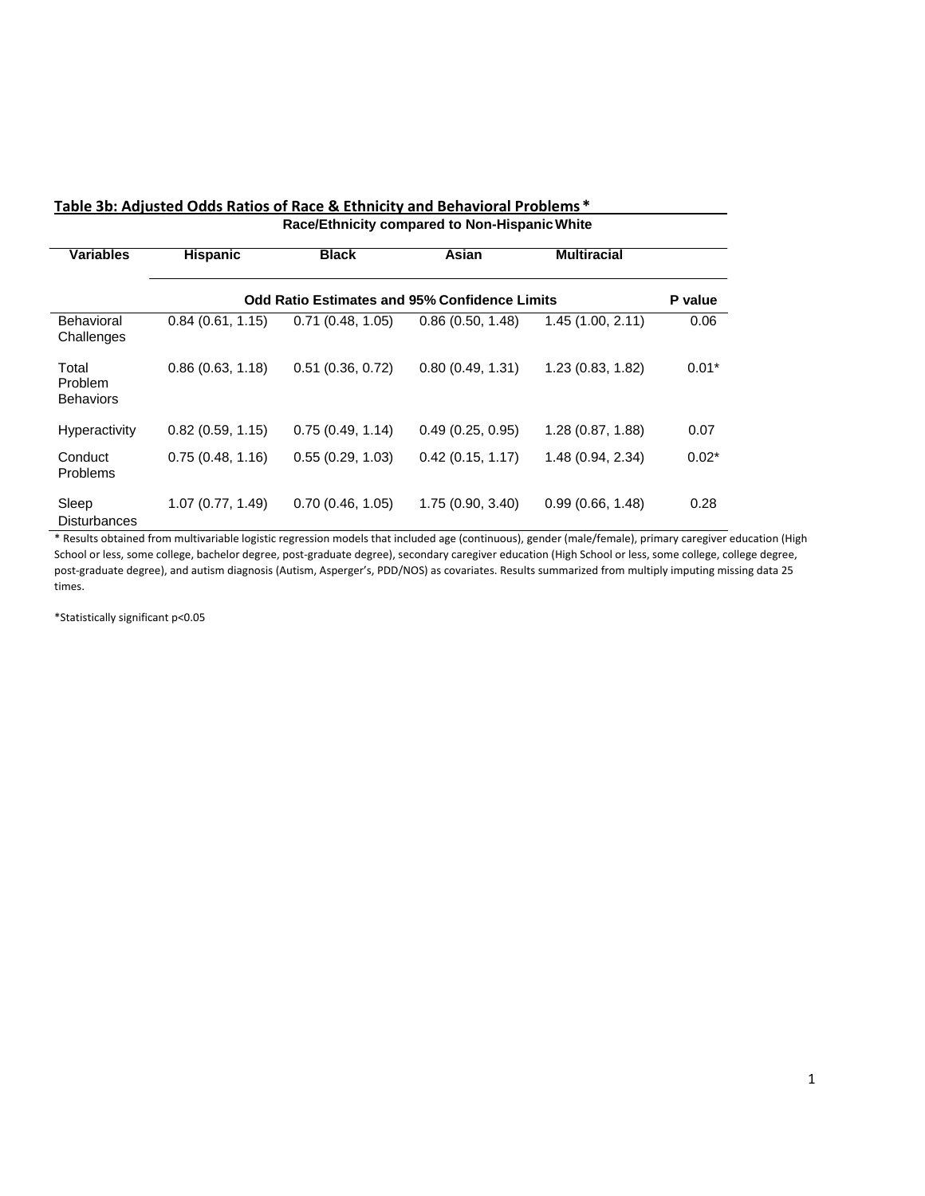**Table 3b: Adjusted Odds Ratios of Race & Ethnicity and Behavioral Problems ***

| | Race/Ethnicity compared to Non-Hispanic White | | | | |
|---|---|---|---|---|---|
| **Variables** | **Hispanic** | **Black** | **Asian** | **Multiracial** | |
| | **Odd Ratio Estimates and 95% Confidence Limits** | | | | **P value** |
| Behavioral Challenges | 0.84 (0.61, 1.15) | 0.71 (0.48, 1.05) | 0.86 (0.50, 1.48) | 1.45 (1.00, 2.11) | 0.06 |
| Total Problem Behaviors | 0.86 (0.63, 1.18) | 0.51 (0.36, 0.72) | 0.80 (0.49, 1.31) | 1.23 (0.83, 1.82) | 0.01* |
| Hyperactivity | 0.82 (0.59, 1.15) | 0.75 (0.49, 1.14) | 0.49 (0.25, 0.95) | 1.28 (0.87, 1.88) | 0.07 |
| Conduct Problems | 0.75 (0.48, 1.16) | 0.55 (0.29, 1.03) | 0.42 (0.15, 1.17) | 1.48 (0.94, 2.34) | 0.02* |
| Sleep Disturbances | 1.07 (0.77, 1.49) | 0.70 (0.46, 1.05) | 1.75 (0.90, 3.40) | 0.99 (0.66, 1.48) | 0.28 |

* Results obtained from multivariable logistic regression models that included age (continuous), gender (male/female), primary caregiver education (High School or less, some college, bachelor degree, post-graduate degree), secondary caregiver education (High School or less, some college, college degree, post-graduate degree), and autism diagnosis (Autism, Asperger's, PDD/NOS) as covariates. Results summarized from multiply imputing missing data 25 times.

*Statistically significant $p<0.05$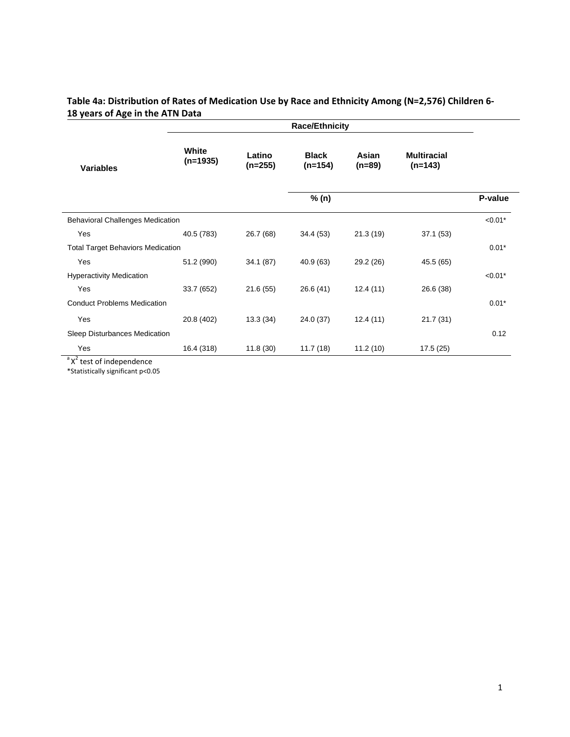**Table 4a: Distribution of Rates of Medication Use by Race and Ethnicity Among (N=2,576) Children 6-18 years of Age in the ATN Data**

| Variables | Race/Ethnicity | | | | | |
|---|---|---|---|---|---|---|
| | White (n=1935) | Latino (n=255) | Black (n=154) | Asian (n=89) | Multiracial (n=143) | |
| | | | % (n) | | | P-value |
| Behavioral Challenges Medication | | | | | | <0.01* |
| Yes | 40.5 (783) | 26.7 (68) | 34.4 (53) | 21.3 (19) | 37.1 (53) | |
| Total Target Behaviors Medication | | | | | | 0.01* |
| Yes | 51.2 (990) | 34.1 (87) | 40.9 (63) | 29.2 (26) | 45.5 (65) | |
| Hyperactivity Medication | | | | | | <0.01* |
| Yes | 33.7 (652) | 21.6 (55) | 26.6 (41) | 12.4 (11) | 26.6 (38) | |
| Conduct Problems Medication | | | | | | 0.01* |
| Yes | 20.8 (402) | 13.3 (34) | 24.0 (37) | 12.4 (11) | 21.7 (31) | |
| Sleep Disturbances Medication | | | | | | 0.12 |
| Yes | 16.4 (318) | 11.8 (30) | 11.7 (18) | 11.2 (10) | 17.5 (25) | |

[a] $\chi^2$ test of independence

*Statistically significant p<0.05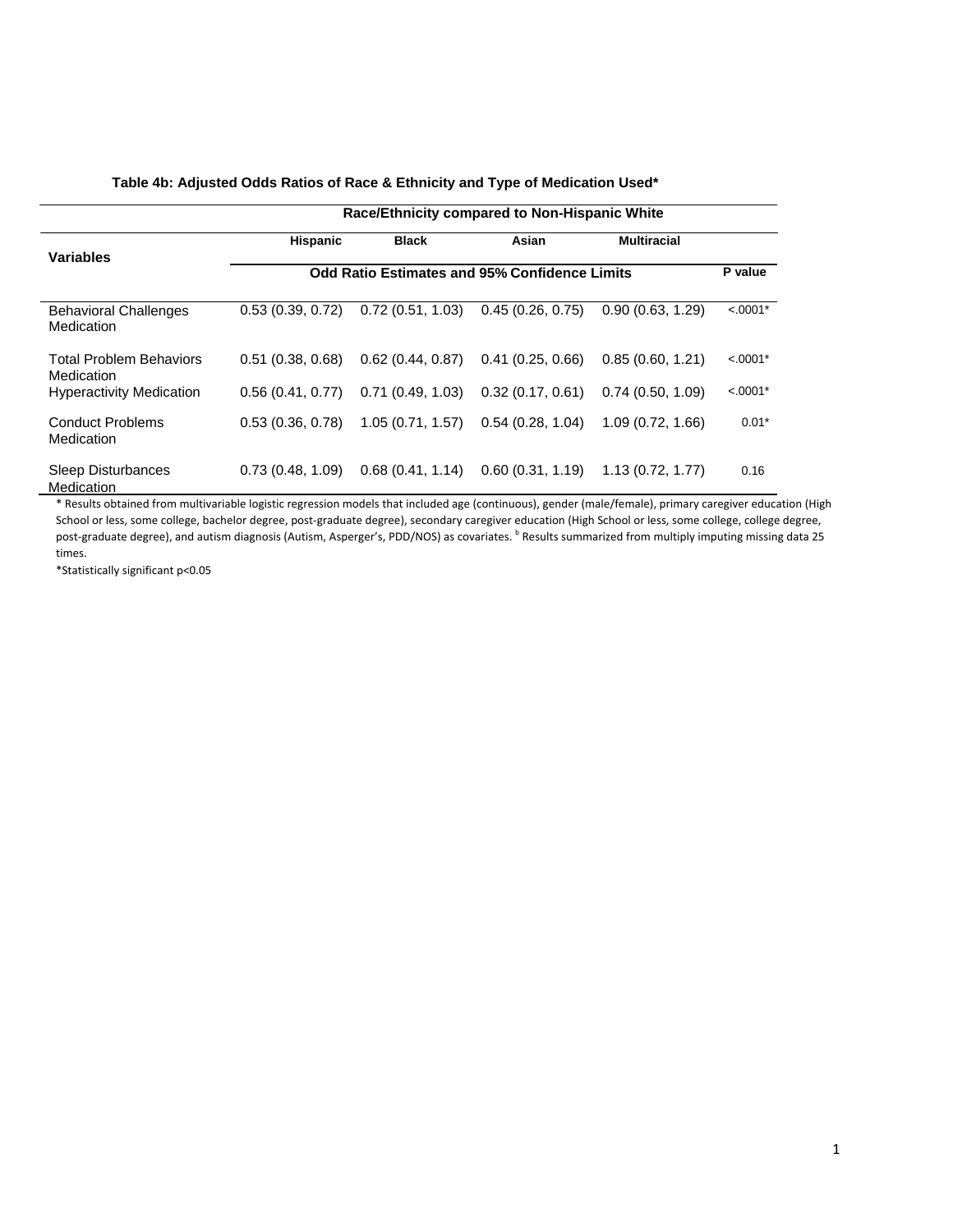**Table 4b: Adjusted Odds Ratios of Race & Ethnicity and Type of Medication Used***

| Variables | Race/Ethnicity compared to Non-Hispanic White | | | | |
|---|---|---|---|---|---|
| | Hispanic | Black | Asian | Multiracial | |
| | Odd Ratio Estimates and 95% Confidence Limits | | | | P value |
| Behavioral Challenges Medication | 0.53 (0.39, 0.72) | 0.72 (0.51, 1.03) | 0.45 (0.26, 0.75) | 0.90 (0.63, 1.29) | <.0001* |
| Total Problem Behaviors Medication | 0.51 (0.38, 0.68) | 0.62 (0.44, 0.87) | 0.41 (0.25, 0.66) | 0.85 (0.60, 1.21) | <.0001* |
| Hyperactivity Medication | 0.56 (0.41, 0.77) | 0.71 (0.49, 1.03) | 0.32 (0.17, 0.61) | 0.74 (0.50, 1.09) | <.0001* |
| Conduct Problems Medication | 0.53 (0.36, 0.78) | 1.05 (0.71, 1.57) | 0.54 (0.28, 1.04) | 1.09 (0.72, 1.66) | 0.01* |
| Sleep Disturbances Medication | 0.73 (0.48, 1.09) | 0.68 (0.41, 1.14) | 0.60 (0.31, 1.19) | 1.13 (0.72, 1.77) | 0.16 |

* Results obtained from multivariable logistic regression models that included age (continuous), gender (male/female), primary caregiver education (High School or less, some college, bachelor degree, post-graduate degree), secondary caregiver education (High School or less, some college, college degree, post-graduate degree), and autism diagnosis (Autism, Asperger's, PDD/NOS) as covariates. [b] Results summarized from multiply imputing missing data 25 times.

*Statistically significant p<0.05